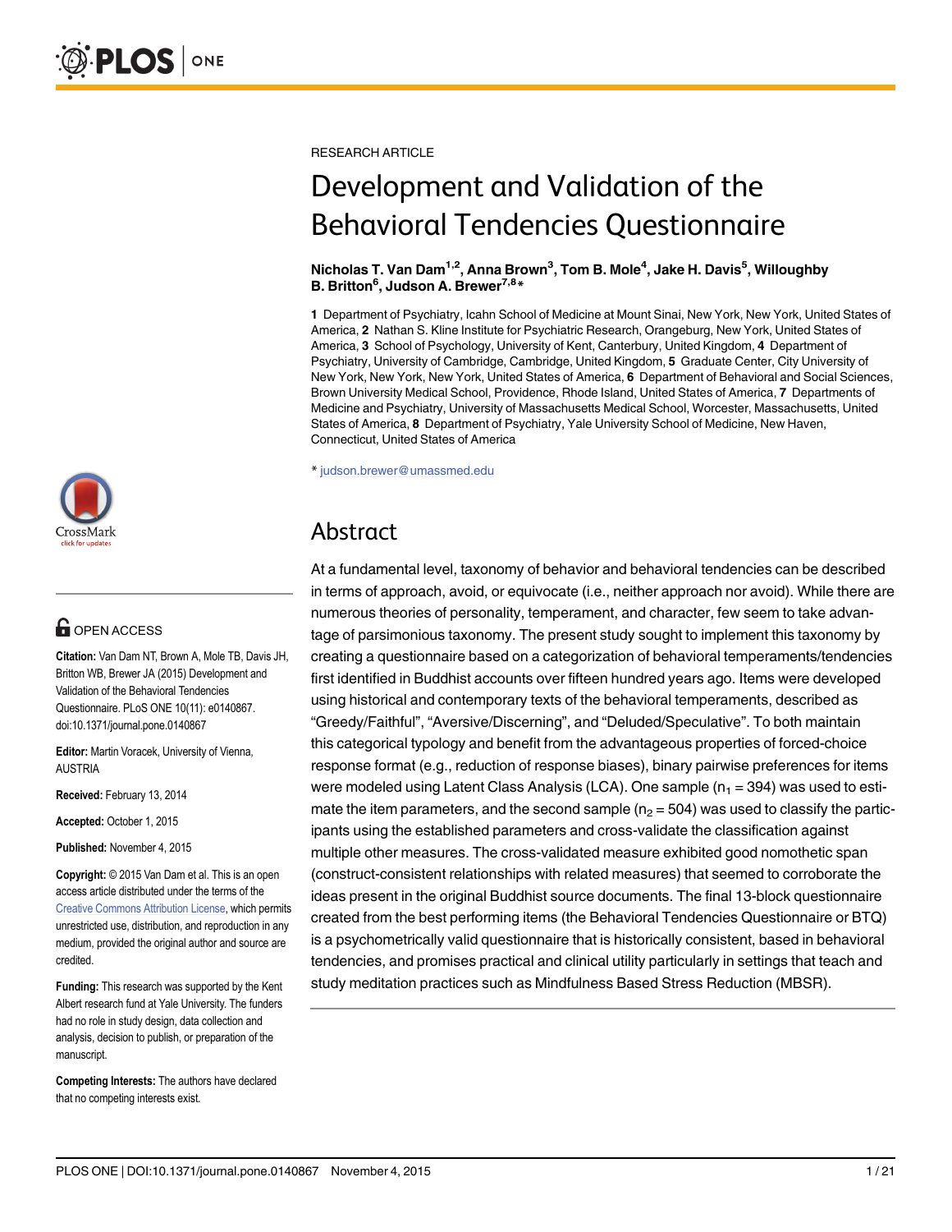RESEARCH ARTICLE

# Development and Validation of the Behavioral Tendencies Questionnaire

**Nicholas T. Van Dam[1,2], Anna Brown[3], Tom B. Mole[4], Jake H. Davis[5], Willoughby B. Britton[6], Judson A. Brewer[7,8]***

**1** Department of Psychiatry, Icahn School of Medicine at Mount Sinai, New York, New York, United States of America, **2** Nathan S. Kline Institute for Psychiatric Research, Orangeburg, New York, United States of America, **3** School of Psychology, University of Kent, Canterbury, United Kingdom, **4** Department of Psychiatry, University of Cambridge, Cambridge, United Kingdom, **5** Graduate Center, City University of New York, New York, New York, United States of America, **6** Department of Behavioral and Social Sciences, Brown University Medical School, Providence, Rhode Island, United States of America, **7** Departments of Medicine and Psychiatry, University of Massachusetts Medical School, Worcester, Massachusetts, United States of America, **8** Department of Psychiatry, Yale University School of Medicine, New Haven, Connecticut, United States of America

* judson.brewer@umassmed.edu

OPEN ACCESS

**Citation:** Van Dam NT, Brown A, Mole TB, Davis JH, Britton WB, Brewer JA (2015) Development and Validation of the Behavioral Tendencies Questionnaire. PLoS ONE 10(11): e0140867. doi:10.1371/journal.pone.0140867

**Editor:** Martin Voracek, University of Vienna, AUSTRIA

**Received:** February 13, 2014

**Accepted:** October 1, 2015

**Published:** November 4, 2015

**Copyright:** © 2015 Van Dam et al. This is an open access article distributed under the terms of the Creative Commons Attribution License, which permits unrestricted use, distribution, and reproduction in any medium, provided the original author and source are credited.

**Funding:** This research was supported by the Kent Albert research fund at Yale University. The funders had no role in study design, data collection and analysis, decision to publish, or preparation of the manuscript.

**Competing Interests:** The authors have declared that no competing interests exist.

## Abstract

At a fundamental level, taxonomy of behavior and behavioral tendencies can be described in terms of approach, avoid, or equivocate (i.e., neither approach nor avoid). While there are numerous theories of personality, temperament, and character, few seem to take advantage of parsimonious taxonomy. The present study sought to implement this taxonomy by creating a questionnaire based on a categorization of behavioral temperaments/tendencies first identified in Buddhist accounts over fifteen hundred years ago. Items were developed using historical and contemporary texts of the behavioral temperaments, described as "Greedy/Faithful", "Aversive/Discerning", and "Deluded/Speculative". To both maintain this categorical typology and benefit from the advantageous properties of forced-choice response format (e.g., reduction of response biases), binary pairwise preferences for items were modeled using Latent Class Analysis (LCA). One sample ($n_1$ = 394) was used to estimate the item parameters, and the second sample ($n_2$ = 504) was used to classify the participants using the established parameters and cross-validate the classification against multiple other measures. The cross-validated measure exhibited good nomothetic span (construct-consistent relationships with related measures) that seemed to corroborate the ideas present in the original Buddhist source documents. The final 13-block questionnaire created from the best performing items (the Behavioral Tendencies Questionnaire or BTQ) is a psychometrically valid questionnaire that is historically consistent, based in behavioral tendencies, and promises practical and clinical utility particularly in settings that teach and study meditation practices such as Mindfulness Based Stress Reduction (MBSR).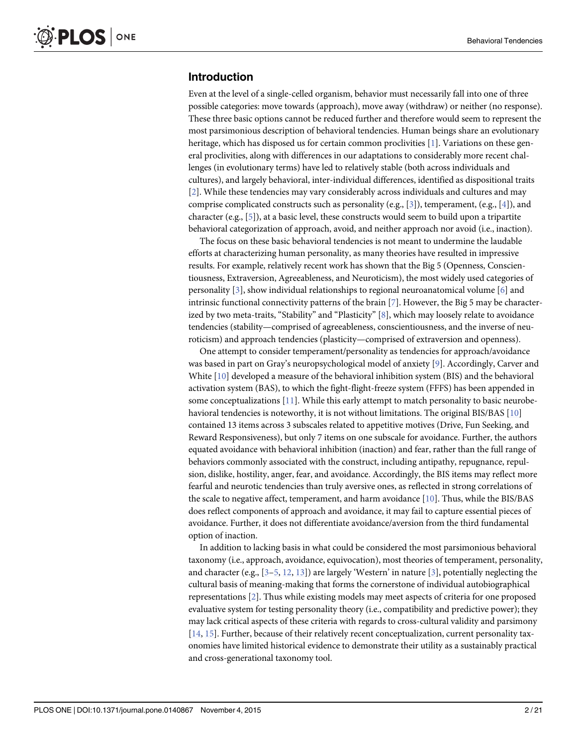## Introduction

Even at the level of a single-celled organism, behavior must necessarily fall into one of three possible categories: move towards (approach), move away (withdraw) or neither (no response). These three basic options cannot be reduced further and therefore would seem to represent the most parsimonious description of behavioral tendencies. Human beings share an evolutionary heritage, which has disposed us for certain common proclivities [1]. Variations on these general proclivities, along with differences in our adaptations to considerably more recent challenges (in evolutionary terms) have led to relatively stable (both across individuals and cultures), and largely behavioral, inter-individual differences, identified as dispositional traits [2]. While these tendencies may vary considerably across individuals and cultures and may comprise complicated constructs such as personality (e.g., [3]), temperament, (e.g., [4]), and character (e.g., [5]), at a basic level, these constructs would seem to build upon a tripartite behavioral categorization of approach, avoid, and neither approach nor avoid (i.e., inaction).

The focus on these basic behavioral tendencies is not meant to undermine the laudable efforts at characterizing human personality, as many theories have resulted in impressive results. For example, relatively recent work has shown that the Big 5 (Openness, Conscientiousness, Extraversion, Agreeableness, and Neuroticism), the most widely used categories of personality [3], show individual relationships to regional neuroanatomical volume [6] and intrinsic functional connectivity patterns of the brain [7]. However, the Big 5 may be characterized by two meta-traits, "Stability" and "Plasticity" [8], which may loosely relate to avoidance tendencies (stability—comprised of agreeableness, conscientiousness, and the inverse of neuroticism) and approach tendencies (plasticity—comprised of extraversion and openness).

One attempt to consider temperament/personality as tendencies for approach/avoidance was based in part on Gray's neuropsychological model of anxiety [9]. Accordingly, Carver and White [10] developed a measure of the behavioral inhibition system (BIS) and the behavioral activation system (BAS), to which the fight-flight-freeze system (FFFS) has been appended in some conceptualizations [11]. While this early attempt to match personality to basic neurobehavioral tendencies is noteworthy, it is not without limitations. The original BIS/BAS [10] contained 13 items across 3 subscales related to appetitive motives (Drive, Fun Seeking, and Reward Responsiveness), but only 7 items on one subscale for avoidance. Further, the authors equated avoidance with behavioral inhibition (inaction) and fear, rather than the full range of behaviors commonly associated with the construct, including antipathy, repugnance, repulsion, dislike, hostility, anger, fear, and avoidance. Accordingly, the BIS items may reflect more fearful and neurotic tendencies than truly aversive ones, as reflected in strong correlations of the scale to negative affect, temperament, and harm avoidance [10]. Thus, while the BIS/BAS does reflect components of approach and avoidance, it may fail to capture essential pieces of avoidance. Further, it does not differentiate avoidance/aversion from the third fundamental option of inaction.

In addition to lacking basis in what could be considered the most parsimonious behavioral taxonomy (i.e., approach, avoidance, equivocation), most theories of temperament, personality, and character (e.g., [3–5, 12, 13]) are largely 'Western' in nature [3], potentially neglecting the cultural basis of meaning-making that forms the cornerstone of individual autobiographical representations [2]. Thus while existing models may meet aspects of criteria for one proposed evaluative system for testing personality theory (i.e., compatibility and predictive power); they may lack critical aspects of these criteria with regards to cross-cultural validity and parsimony [14, 15]. Further, because of their relatively recent conceptualization, current personality taxonomies have limited historical evidence to demonstrate their utility as a sustainably practical and cross-generational taxonomy tool.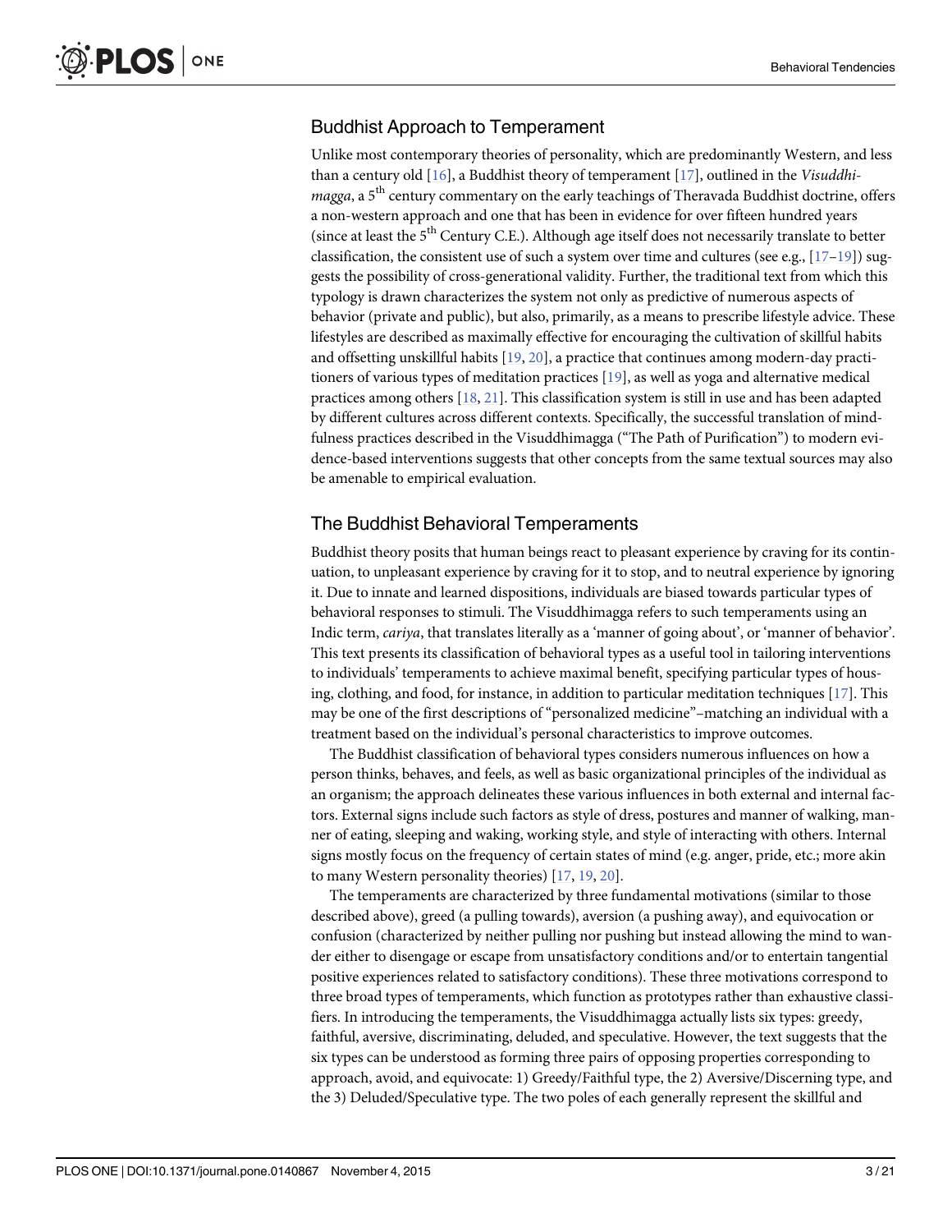## Buddhist Approach to Temperament

Unlike most contemporary theories of personality, which are predominantly Western, and less than a century old [16], a Buddhist theory of temperament [17], outlined in the *Visuddhimagga*, a 5th century commentary on the early teachings of Theravada Buddhist doctrine, offers a non-western approach and one that has been in evidence for over fifteen hundred years (since at least the 5th Century C.E.). Although age itself does not necessarily translate to better classification, the consistent use of such a system over time and cultures (see e.g., [17–19]) suggests the possibility of cross-generational validity. Further, the traditional text from which this typology is drawn characterizes the system not only as predictive of numerous aspects of behavior (private and public), but also, primarily, as a means to prescribe lifestyle advice. These lifestyles are described as maximally effective for encouraging the cultivation of skillful habits and offsetting unskillful habits [19, 20], a practice that continues among modern-day practitioners of various types of meditation practices [19], as well as yoga and alternative medical practices among others [18, 21]. This classification system is still in use and has been adapted by different cultures across different contexts. Specifically, the successful translation of mindfulness practices described in the Visuddhimagga ("The Path of Purification") to modern evidence-based interventions suggests that other concepts from the same textual sources may also be amenable to empirical evaluation.

## The Buddhist Behavioral Temperaments

Buddhist theory posits that human beings react to pleasant experience by craving for its continuation, to unpleasant experience by craving for it to stop, and to neutral experience by ignoring it. Due to innate and learned dispositions, individuals are biased towards particular types of behavioral responses to stimuli. The Visuddhimagga refers to such temperaments using an Indic term, *cariya*, that translates literally as a 'manner of going about', or 'manner of behavior'. This text presents its classification of behavioral types as a useful tool in tailoring interventions to individuals' temperaments to achieve maximal benefit, specifying particular types of housing, clothing, and food, for instance, in addition to particular meditation techniques [17]. This may be one of the first descriptions of "personalized medicine"–matching an individual with a treatment based on the individual's personal characteristics to improve outcomes.

The Buddhist classification of behavioral types considers numerous influences on how a person thinks, behaves, and feels, as well as basic organizational principles of the individual as an organism; the approach delineates these various influences in both external and internal factors. External signs include such factors as style of dress, postures and manner of walking, manner of eating, sleeping and waking, working style, and style of interacting with others. Internal signs mostly focus on the frequency of certain states of mind (e.g. anger, pride, etc.; more akin to many Western personality theories) [17, 19, 20].

The temperaments are characterized by three fundamental motivations (similar to those described above), greed (a pulling towards), aversion (a pushing away), and equivocation or confusion (characterized by neither pulling nor pushing but instead allowing the mind to wander either to disengage or escape from unsatisfactory conditions and/or to entertain tangential positive experiences related to satisfactory conditions). These three motivations correspond to three broad types of temperaments, which function as prototypes rather than exhaustive classifiers. In introducing the temperaments, the Visuddhimagga actually lists six types: greedy, faithful, aversive, discriminating, deluded, and speculative. However, the text suggests that the six types can be understood as forming three pairs of opposing properties corresponding to approach, avoid, and equivocate: 1) Greedy/Faithful type, the 2) Aversive/Discerning type, and the 3) Deluded/Speculative type. The two poles of each generally represent the skillful and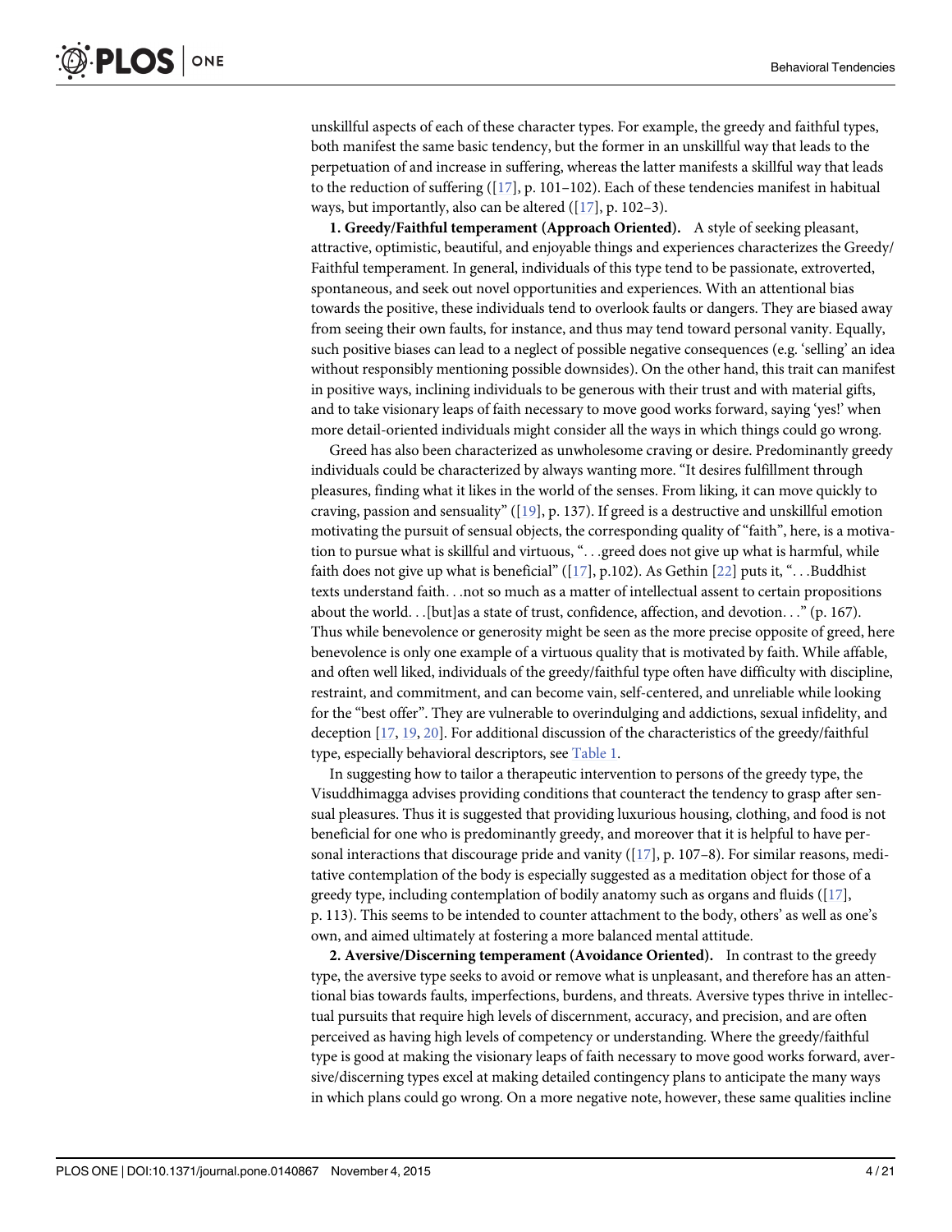unskillful aspects of each of these character types. For example, the greedy and faithful types, both manifest the same basic tendency, but the former in an unskillful way that leads to the perpetuation of and increase in suffering, whereas the latter manifests a skillful way that leads to the reduction of suffering ([17], p. 101–102). Each of these tendencies manifest in habitual ways, but importantly, also can be altered ([17], p. 102–3).

**1. Greedy/Faithful temperament (Approach Oriented).** A style of seeking pleasant, attractive, optimistic, beautiful, and enjoyable things and experiences characterizes the Greedy/Faithful temperament. In general, individuals of this type tend to be passionate, extroverted, spontaneous, and seek out novel opportunities and experiences. With an attentional bias towards the positive, these individuals tend to overlook faults or dangers. They are biased away from seeing their own faults, for instance, and thus may tend toward personal vanity. Equally, such positive biases can lead to a neglect of possible negative consequences (e.g. 'selling' an idea without responsibly mentioning possible downsides). On the other hand, this trait can manifest in positive ways, inclining individuals to be generous with their trust and with material gifts, and to take visionary leaps of faith necessary to move good works forward, saying 'yes!' when more detail-oriented individuals might consider all the ways in which things could go wrong.

Greed has also been characterized as unwholesome craving or desire. Predominantly greedy individuals could be characterized by always wanting more. "It desires fulfillment through pleasures, finding what it likes in the world of the senses. From liking, it can move quickly to craving, passion and sensuality" ([19], p. 137). If greed is a destructive and unskillful emotion motivating the pursuit of sensual objects, the corresponding quality of "faith", here, is a motivation to pursue what is skillful and virtuous, ". . .greed does not give up what is harmful, while faith does not give up what is beneficial" ([17], p.102). As Gethin [22] puts it, ". . .Buddhist texts understand faith. . .not so much as a matter of intellectual assent to certain propositions about the world. . .[but]as a state of trust, confidence, affection, and devotion. . ." (p. 167). Thus while benevolence or generosity might be seen as the more precise opposite of greed, here benevolence is only one example of a virtuous quality that is motivated by faith. While affable, and often well liked, individuals of the greedy/faithful type often have difficulty with discipline, restraint, and commitment, and can become vain, self-centered, and unreliable while looking for the "best offer". They are vulnerable to overindulging and addictions, sexual infidelity, and deception [17, 19, 20]. For additional discussion of the characteristics of the greedy/faithful type, especially behavioral descriptors, see Table 1.

In suggesting how to tailor a therapeutic intervention to persons of the greedy type, the Visuddhimagga advises providing conditions that counteract the tendency to grasp after sensual pleasures. Thus it is suggested that providing luxurious housing, clothing, and food is not beneficial for one who is predominantly greedy, and moreover that it is helpful to have personal interactions that discourage pride and vanity ([17], p. 107–8). For similar reasons, meditative contemplation of the body is especially suggested as a meditation object for those of a greedy type, including contemplation of bodily anatomy such as organs and fluids ([17], p. 113). This seems to be intended to counter attachment to the body, others' as well as one's own, and aimed ultimately at fostering a more balanced mental attitude.

**2. Aversive/Discerning temperament (Avoidance Oriented).** In contrast to the greedy type, the aversive type seeks to avoid or remove what is unpleasant, and therefore has an attentional bias towards faults, imperfections, burdens, and threats. Aversive types thrive in intellectual pursuits that require high levels of discernment, accuracy, and precision, and are often perceived as having high levels of competency or understanding. Where the greedy/faithful type is good at making the visionary leaps of faith necessary to move good works forward, aversive/discerning types excel at making detailed contingency plans to anticipate the many ways in which plans could go wrong. On a more negative note, however, these same qualities incline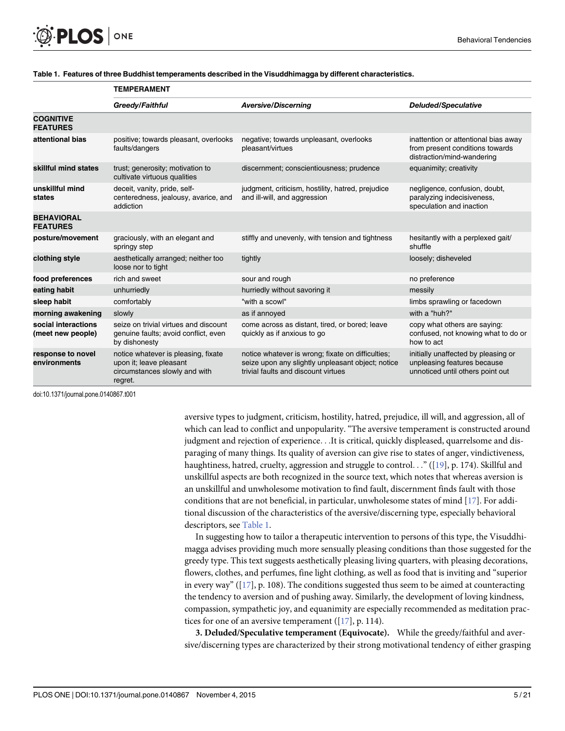**Table 1. Features of three Buddhist temperaments described in the Visuddhimagga by different characteristics.**

| | TEMPERAMENT | | |
|---|---|---|---|
| | *Greedy/Faithful* | *Aversive/Discerning* | *Deluded/Speculative* |
| **COGNITIVE FEATURES** | | | |
| **attentional bias** | positive; towards pleasant, overlooks faults/dangers | negative; towards unpleasant, overlooks pleasant/virtues | inattention or attentional bias away from present conditions towards distraction/mind-wandering |
| **skillful mind states** | trust; generosity; motivation to cultivate virtuous qualities | discernment; conscientiousness; prudence | equanimity; creativity |
| **unskillful mind states** | deceit, vanity, pride, self-centeredness, jealousy, avarice, and addiction | judgment, criticism, hostility, hatred, prejudice and ill-will, and aggression | negligence, confusion, doubt, paralyzing indecisiveness, speculation and inaction |
| **BEHAVIORAL FEATURES** | | | |
| **posture/movement** | graciously, with an elegant and springy step | stiffly and unevenly, with tension and tightness | hesitantly with a perplexed gait/ shuffle |
| **clothing style** | aesthetically arranged; neither too loose nor to tight | tightly | loosely; disheveled |
| **food preferences** | rich and sweet | sour and rough | no preference |
| **eating habit** | unhurriedly | hurriedly without savoring it | messily |
| **sleep habit** | comfortably | "with a scowl" | limbs sprawling or facedown |
| **morning awakening** | slowly | as if annoyed | with a "huh?" |
| **social interactions (meet new people)** | seize on trivial virtues and discount genuine faults; avoid conflict, even by dishonesty | come across as distant, tired, or bored; leave quickly as if anxious to go | copy what others are saying: confused, not knowing what to do or how to act |
| **response to novel environments** | notice whatever is pleasing, fixate upon it; leave pleasant circumstances slowly and with regret. | notice whatever is wrong; fixate on difficulties; seize upon any slightly unpleasant object; notice trivial faults and discount virtues | initially unaffected by pleasing or unpleasing features because unnoticed until others point out |

doi:10.1371/journal.pone.0140867.t001

aversive types to judgment, criticism, hostility, hatred, prejudice, ill will, and aggression, all of which can lead to conflict and unpopularity. "The aversive temperament is constructed around judgment and rejection of experience. . .It is critical, quickly displeased, quarrelsome and disparaging of many things. Its quality of aversion can give rise to states of anger, vindictiveness, haughtiness, hatred, cruelty, aggression and struggle to control. . ." ([19], p. 174). Skillful and unskillful aspects are both recognized in the source text, which notes that whereas aversion is an unskillful and unwholesome motivation to find fault, discernment finds fault with those conditions that are not beneficial, in particular, unwholesome states of mind [17]. For additional discussion of the characteristics of the aversive/discerning type, especially behavioral descriptors, see Table 1.

In suggesting how to tailor a therapeutic intervention to persons of this type, the Visuddhimagga advises providing much more sensually pleasing conditions than those suggested for the greedy type. This text suggests aesthetically pleasing living quarters, with pleasing decorations, flowers, clothes, and perfumes, fine light clothing, as well as food that is inviting and "superior in every way" ([17], p. 108). The conditions suggested thus seem to be aimed at counteracting the tendency to aversion and of pushing away. Similarly, the development of loving kindness, compassion, sympathetic joy, and equanimity are especially recommended as meditation practices for one of an aversive temperament ([17], p. 114).

**3. Deluded/Speculative temperament (Equivocate).** While the greedy/faithful and aversive/discerning types are characterized by their strong motivational tendency of either grasping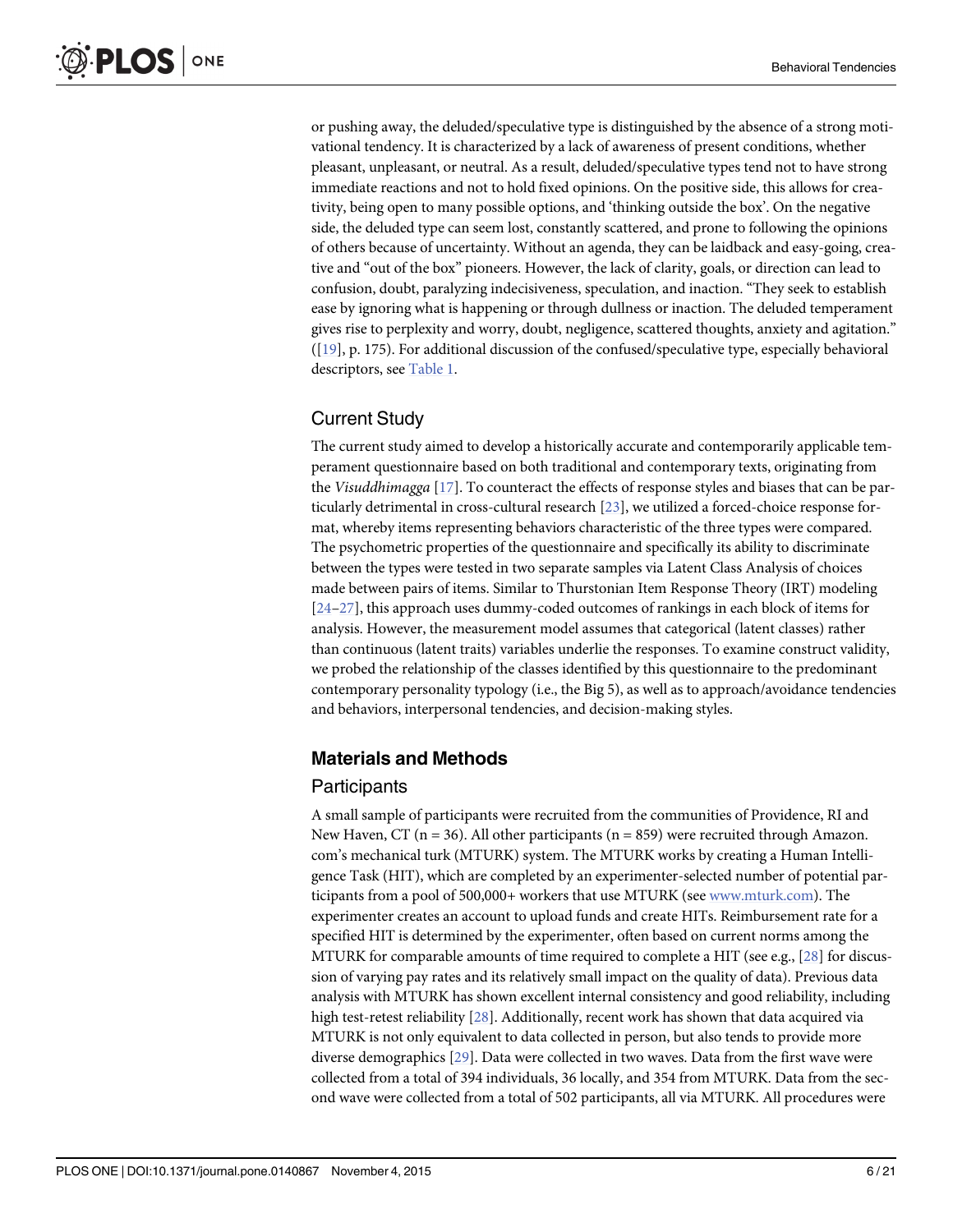or pushing away, the deluded/speculative type is distinguished by the absence of a strong motivational tendency. It is characterized by a lack of awareness of present conditions, whether pleasant, unpleasant, or neutral. As a result, deluded/speculative types tend not to have strong immediate reactions and not to hold fixed opinions. On the positive side, this allows for creativity, being open to many possible options, and 'thinking outside the box'. On the negative side, the deluded type can seem lost, constantly scattered, and prone to following the opinions of others because of uncertainty. Without an agenda, they can be laidback and easy-going, creative and "out of the box" pioneers. However, the lack of clarity, goals, or direction can lead to confusion, doubt, paralyzing indecisiveness, speculation, and inaction. "They seek to establish ease by ignoring what is happening or through dullness or inaction. The deluded temperament gives rise to perplexity and worry, doubt, negligence, scattered thoughts, anxiety and agitation." ([19], p. 175). For additional discussion of the confused/speculative type, especially behavioral descriptors, see Table 1.

## Current Study

The current study aimed to develop a historically accurate and contemporarily applicable temperament questionnaire based on both traditional and contemporary texts, originating from the *Visuddhimagga* [17]. To counteract the effects of response styles and biases that can be particularly detrimental in cross-cultural research [23], we utilized a forced-choice response format, whereby items representing behaviors characteristic of the three types were compared. The psychometric properties of the questionnaire and specifically its ability to discriminate between the types were tested in two separate samples via Latent Class Analysis of choices made between pairs of items. Similar to Thurstonian Item Response Theory (IRT) modeling [24–27], this approach uses dummy-coded outcomes of rankings in each block of items for analysis. However, the measurement model assumes that categorical (latent classes) rather than continuous (latent traits) variables underlie the responses. To examine construct validity, we probed the relationship of the classes identified by this questionnaire to the predominant contemporary personality typology (i.e., the Big 5), as well as to approach/avoidance tendencies and behaviors, interpersonal tendencies, and decision-making styles.

# Materials and Methods

## Participants

A small sample of participants were recruited from the communities of Providence, RI and New Haven, CT (n = 36). All other participants (n = 859) were recruited through Amazon.com's mechanical turk (MTURK) system. The MTURK works by creating a Human Intelligence Task (HIT), which are completed by an experimenter-selected number of potential participants from a pool of 500,000+ workers that use MTURK (see www.mturk.com). The experimenter creates an account to upload funds and create HITs. Reimbursement rate for a specified HIT is determined by the experimenter, often based on current norms among the MTURK for comparable amounts of time required to complete a HIT (see e.g., [28] for discussion of varying pay rates and its relatively small impact on the quality of data). Previous data analysis with MTURK has shown excellent internal consistency and good reliability, including high test-retest reliability [28]. Additionally, recent work has shown that data acquired via MTURK is not only equivalent to data collected in person, but also tends to provide more diverse demographics [29]. Data were collected in two waves. Data from the first wave were collected from a total of 394 individuals, 36 locally, and 354 from MTURK. Data from the second wave were collected from a total of 502 participants, all via MTURK. All procedures were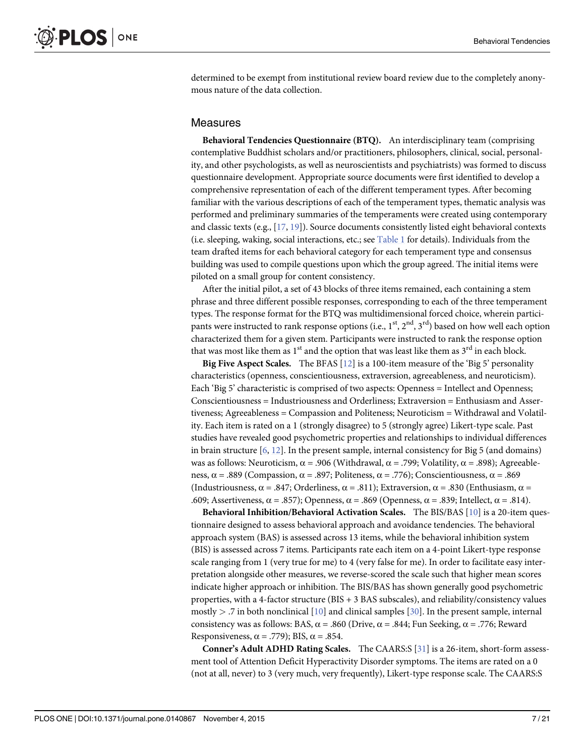determined to be exempt from institutional review board review due to the completely anonymous nature of the data collection.

## Measures

**Behavioral Tendencies Questionnaire (BTQ).** An interdisciplinary team (comprising contemplative Buddhist scholars and/or practitioners, philosophers, clinical, social, personality, and other psychologists, as well as neuroscientists and psychiatrists) was formed to discuss questionnaire development. Appropriate source documents were first identified to develop a comprehensive representation of each of the different temperament types. After becoming familiar with the various descriptions of each of the temperament types, thematic analysis was performed and preliminary summaries of the temperaments were created using contemporary and classic texts (e.g., [17, 19]). Source documents consistently listed eight behavioral contexts (i.e. sleeping, waking, social interactions, etc.; see Table 1 for details). Individuals from the team drafted items for each behavioral category for each temperament type and consensus building was used to compile questions upon which the group agreed. The initial items were piloted on a small group for content consistency.

After the initial pilot, a set of 43 blocks of three items remained, each containing a stem phrase and three different possible responses, corresponding to each of the three temperament types. The response format for the BTQ was multidimensional forced choice, wherein participants were instructed to rank response options (i.e., 1st, 2nd, 3rd) based on how well each option characterized them for a given stem. Participants were instructed to rank the response option that was most like them as 1st and the option that was least like them as 3rd in each block.

**Big Five Aspect Scales.** The BFAS [12] is a 100-item measure of the 'Big 5' personality characteristics (openness, conscientiousness, extraversion, agreeableness, and neuroticism). Each 'Big 5' characteristic is comprised of two aspects: Openness = Intellect and Openness; Conscientiousness = Industriousness and Orderliness; Extraversion = Enthusiasm and Assertiveness; Agreeableness = Compassion and Politeness; Neuroticism = Withdrawal and Volatility. Each item is rated on a 1 (strongly disagree) to 5 (strongly agree) Likert-type scale. Past studies have revealed good psychometric properties and relationships to individual differences in brain structure [6, 12]. In the present sample, internal consistency for Big 5 (and domains) was as follows: Neuroticism, $\alpha = .906$ (Withdrawal, $\alpha = .799$; Volatility, $\alpha = .898$); Agreeableness, $\alpha = .889$ (Compassion, $\alpha = .897$; Politeness, $\alpha = .776$); Conscientiousness, $\alpha = .869$ (Industriousness, $\alpha = .847$; Orderliness, $\alpha = .811$); Extraversion, $\alpha = .830$ (Enthusiasm, $\alpha = .609$; Assertiveness, $\alpha = .857$); Openness, $\alpha = .869$ (Openness, $\alpha = .839$; Intellect, $\alpha = .814$).

**Behavioral Inhibition/Behavioral Activation Scales.** The BIS/BAS [10] is a 20-item questionnaire designed to assess behavioral approach and avoidance tendencies. The behavioral approach system (BAS) is assessed across 13 items, while the behavioral inhibition system (BIS) is assessed across 7 items. Participants rate each item on a 4-point Likert-type response scale ranging from 1 (very true for me) to 4 (very false for me). In order to facilitate easy interpretation alongside other measures, we reverse-scored the scale such that higher mean scores indicate higher approach or inhibition. The BIS/BAS has shown generally good psychometric properties, with a 4-factor structure (BIS + 3 BAS subscales), and reliability/consistency values mostly $> .7$ in both nonclinical [10] and clinical samples [30]. In the present sample, internal consistency was as follows: BAS, $\alpha = .860$ (Drive, $\alpha = .844$; Fun Seeking, $\alpha = .776$; Reward Responsiveness, $\alpha = .779$); BIS, $\alpha = .854$.

**Conner's Adult ADHD Rating Scales.** The CAARS:S [31] is a 26-item, short-form assessment tool of Attention Deficit Hyperactivity Disorder symptoms. The items are rated on a 0 (not at all, never) to 3 (very much, very frequently), Likert-type response scale. The CAARS:S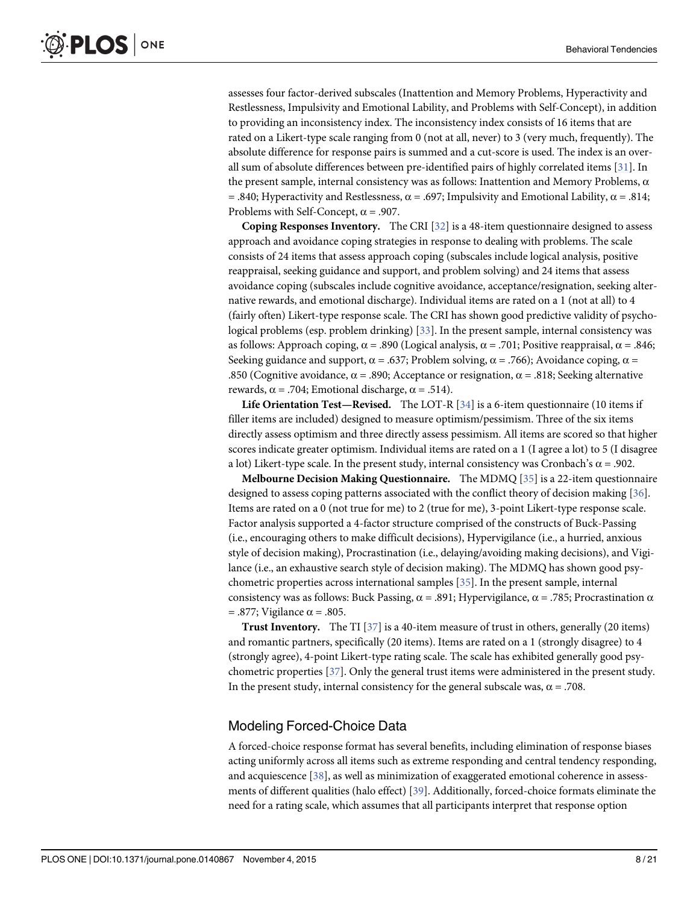assesses four factor-derived subscales (Inattention and Memory Problems, Hyperactivity and Restlessness, Impulsivity and Emotional Lability, and Problems with Self-Concept), in addition to providing an inconsistency index. The inconsistency index consists of 16 items that are rated on a Likert-type scale ranging from 0 (not at all, never) to 3 (very much, frequently). The absolute difference for response pairs is summed and a cut-score is used. The index is an overall sum of absolute differences between pre-identified pairs of highly correlated items [31]. In the present sample, internal consistency was as follows: Inattention and Memory Problems, $\alpha = .840$; Hyperactivity and Restlessness, $\alpha = .697$; Impulsivity and Emotional Lability, $\alpha = .814$; Problems with Self-Concept, $\alpha = .907$.

**Coping Responses Inventory.** The CRI [32] is a 48-item questionnaire designed to assess approach and avoidance coping strategies in response to dealing with problems. The scale consists of 24 items that assess approach coping (subscales include logical analysis, positive reappraisal, seeking guidance and support, and problem solving) and 24 items that assess avoidance coping (subscales include cognitive avoidance, acceptance/resignation, seeking alternative rewards, and emotional discharge). Individual items are rated on a 1 (not at all) to 4 (fairly often) Likert-type response scale. The CRI has shown good predictive validity of psychological problems (esp. problem drinking) [33]. In the present sample, internal consistency was as follows: Approach coping, $\alpha = .890$ (Logical analysis, $\alpha = .701$; Positive reappraisal, $\alpha = .846$; Seeking guidance and support, $\alpha = .637$; Problem solving, $\alpha = .766$); Avoidance coping, $\alpha = .850$ (Cognitive avoidance, $\alpha = .890$; Acceptance or resignation, $\alpha = .818$; Seeking alternative rewards, $\alpha = .704$; Emotional discharge, $\alpha = .514$).

**Life Orientation Test—Revised.** The LOT-R [34] is a 6-item questionnaire (10 items if filler items are included) designed to measure optimism/pessimism. Three of the six items directly assess optimism and three directly assess pessimism. All items are scored so that higher scores indicate greater optimism. Individual items are rated on a 1 (I agree a lot) to 5 (I disagree a lot) Likert-type scale. In the present study, internal consistency was Cronbach's $\alpha = .902$.

**Melbourne Decision Making Questionnaire.** The MDMQ [35] is a 22-item questionnaire designed to assess coping patterns associated with the conflict theory of decision making [36]. Items are rated on a 0 (not true for me) to 2 (true for me), 3-point Likert-type response scale. Factor analysis supported a 4-factor structure comprised of the constructs of Buck-Passing (i.e., encouraging others to make difficult decisions), Hypervigilance (i.e., a hurried, anxious style of decision making), Procrastination (i.e., delaying/avoiding making decisions), and Vigilance (i.e., an exhaustive search style of decision making). The MDMQ has shown good psychometric properties across international samples [35]. In the present sample, internal consistency was as follows: Buck Passing, $\alpha = .891$; Hypervigilance, $\alpha = .785$; Procrastination $\alpha = .877$; Vigilance $\alpha = .805$.

**Trust Inventory.** The TI [37] is a 40-item measure of trust in others, generally (20 items) and romantic partners, specifically (20 items). Items are rated on a 1 (strongly disagree) to 4 (strongly agree), 4-point Likert-type rating scale. The scale has exhibited generally good psychometric properties [37]. Only the general trust items were administered in the present study. In the present study, internal consistency for the general subscale was, $\alpha = .708$.

## Modeling Forced-Choice Data

A forced-choice response format has several benefits, including elimination of response biases acting uniformly across all items such as extreme responding and central tendency responding, and acquiescence [38], as well as minimization of exaggerated emotional coherence in assessments of different qualities (halo effect) [39]. Additionally, forced-choice formats eliminate the need for a rating scale, which assumes that all participants interpret that response option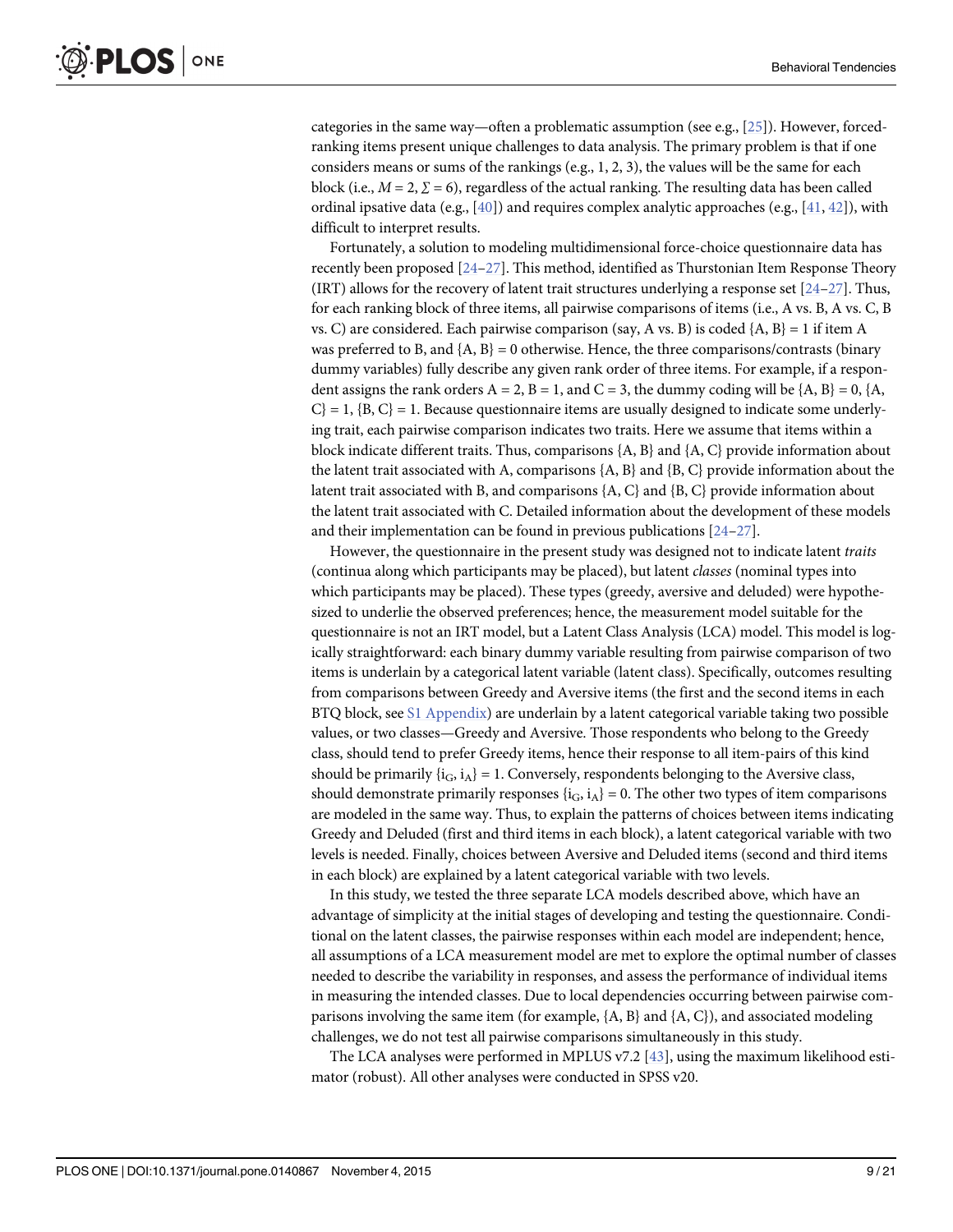categories in the same way—often a problematic assumption (see e.g., [25]). However, forced-ranking items present unique challenges to data analysis. The primary problem is that if one considers means or sums of the rankings (e.g., 1, 2, 3), the values will be the same for each block (i.e., $M = 2$, $\Sigma = 6$), regardless of the actual ranking. The resulting data has been called ordinal ipsative data (e.g., [40]) and requires complex analytic approaches (e.g., [41, 42]), with difficult to interpret results.

Fortunately, a solution to modeling multidimensional force-choice questionnaire data has recently been proposed [24–27]. This method, identified as Thurstonian Item Response Theory (IRT) allows for the recovery of latent trait structures underlying a response set [24–27]. Thus, for each ranking block of three items, all pairwise comparisons of items (i.e., A vs. B, A vs. C, B vs. C) are considered. Each pairwise comparison (say, A vs. B) is coded {A, B} = 1 if item A was preferred to B, and {A, B} = 0 otherwise. Hence, the three comparisons/contrasts (binary dummy variables) fully describe any given rank order of three items. For example, if a respondent assigns the rank orders A = 2, B = 1, and C = 3, the dummy coding will be {A, B} = 0, {A, C} = 1, {B, C} = 1. Because questionnaire items are usually designed to indicate some underlying trait, each pairwise comparison indicates two traits. Here we assume that items within a block indicate different traits. Thus, comparisons {A, B} and {A, C} provide information about the latent trait associated with A, comparisons {A, B} and {B, C} provide information about the latent trait associated with B, and comparisons {A, C} and {B, C} provide information about the latent trait associated with C. Detailed information about the development of these models and their implementation can be found in previous publications [24–27].

However, the questionnaire in the present study was designed not to indicate latent *traits* (continua along which participants may be placed), but latent *classes* (nominal types into which participants may be placed). These types (greedy, aversive and deluded) were hypothesized to underlie the observed preferences; hence, the measurement model suitable for the questionnaire is not an IRT model, but a Latent Class Analysis (LCA) model. This model is logically straightforward: each binary dummy variable resulting from pairwise comparison of two items is underlain by a categorical latent variable (latent class). Specifically, outcomes resulting from comparisons between Greedy and Aversive items (the first and the second items in each BTQ block, see S1 Appendix) are underlain by a latent categorical variable taking two possible values, or two classes—Greedy and Aversive. Those respondents who belong to the Greedy class, should tend to prefer Greedy items, hence their response to all item-pairs of this kind should be primarily $\{i_G, i_A\} = 1$. Conversely, respondents belonging to the Aversive class, should demonstrate primarily responses $\{i_G, i_A\} = 0$. The other two types of item comparisons are modeled in the same way. Thus, to explain the patterns of choices between items indicating Greedy and Deluded (first and third items in each block), a latent categorical variable with two levels is needed. Finally, choices between Aversive and Deluded items (second and third items in each block) are explained by a latent categorical variable with two levels.

In this study, we tested the three separate LCA models described above, which have an advantage of simplicity at the initial stages of developing and testing the questionnaire. Conditional on the latent classes, the pairwise responses within each model are independent; hence, all assumptions of a LCA measurement model are met to explore the optimal number of classes needed to describe the variability in responses, and assess the performance of individual items in measuring the intended classes. Due to local dependencies occurring between pairwise comparisons involving the same item (for example, {A, B} and {A, C}), and associated modeling challenges, we do not test all pairwise comparisons simultaneously in this study.

The LCA analyses were performed in MPLUS v7.2 [43], using the maximum likelihood estimator (robust). All other analyses were conducted in SPSS v20.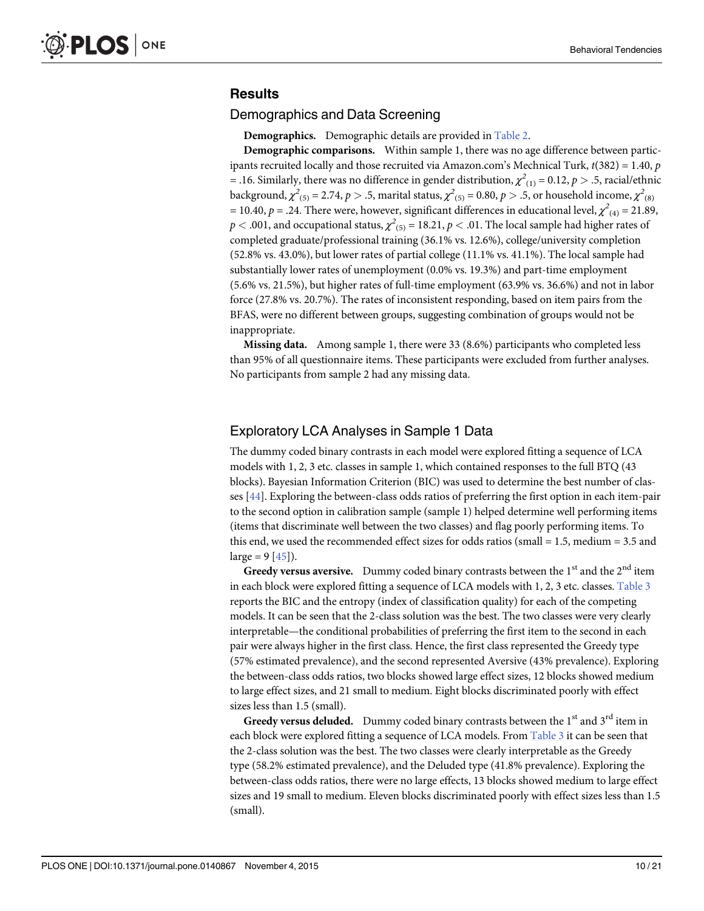## Results

### Demographics and Data Screening

**Demographics.** Demographic details are provided in Table 2.

**Demographic comparisons.** Within sample 1, there was no age difference between participants recruited locally and those recruited via Amazon.com's Mechnical Turk, $t(382) = 1.40$, $p = .16$. Similarly, there was no difference in gender distribution, $\chi^2_{(1)} = 0.12$, $p > .5$, racial/ethnic background, $\chi^2_{(5)} = 2.74$, $p > .5$, marital status, $\chi^2_{(5)} = 0.80$, $p > .5$, or household income, $\chi^2_{(8)} = 10.40$, $p = .24$. There were, however, significant differences in educational level, $\chi^2_{(4)} = 21.89$, $p < .001$, and occupational status, $\chi^2_{(5)} = 18.21$, $p < .01$. The local sample had higher rates of completed graduate/professional training (36.1% vs. 12.6%), college/university completion (52.8% vs. 43.0%), but lower rates of partial college (11.1% vs. 41.1%). The local sample had substantially lower rates of unemployment (0.0% vs. 19.3%) and part-time employment (5.6% vs. 21.5%), but higher rates of full-time employment (63.9% vs. 36.6%) and not in labor force (27.8% vs. 20.7%). The rates of inconsistent responding, based on item pairs from the BFAS, were no different between groups, suggesting combination of groups would not be inappropriate.

**Missing data.** Among sample 1, there were 33 (8.6%) participants who completed less than 95% of all questionnaire items. These participants were excluded from further analyses. No participants from sample 2 had any missing data.

### Exploratory LCA Analyses in Sample 1 Data

The dummy coded binary contrasts in each model were explored fitting a sequence of LCA models with 1, 2, 3 etc. classes in sample 1, which contained responses to the full BTQ (43 blocks). Bayesian Information Criterion (BIC) was used to determine the best number of classes [44]. Exploring the between-class odds ratios of preferring the first option in each item-pair to the second option in calibration sample (sample 1) helped determine well performing items (items that discriminate well between the two classes) and flag poorly performing items. To this end, we used the recommended effect sizes for odds ratios (small = 1.5, medium = 3.5 and large = 9 [45]).

**Greedy versus aversive.** Dummy coded binary contrasts between the 1st and the 2nd item in each block were explored fitting a sequence of LCA models with 1, 2, 3 etc. classes. Table 3 reports the BIC and the entropy (index of classification quality) for each of the competing models. It can be seen that the 2-class solution was the best. The two classes were very clearly interpretable—the conditional probabilities of preferring the first item to the second in each pair were always higher in the first class. Hence, the first class represented the Greedy type (57% estimated prevalence), and the second represented Aversive (43% prevalence). Exploring the between-class odds ratios, two blocks showed large effect sizes, 12 blocks showed medium to large effect sizes, and 21 small to medium. Eight blocks discriminated poorly with effect sizes less than 1.5 (small).

**Greedy versus deluded.** Dummy coded binary contrasts between the 1st and 3rd item in each block were explored fitting a sequence of LCA models. From Table 3 it can be seen that the 2-class solution was the best. The two classes were clearly interpretable as the Greedy type (58.2% estimated prevalence), and the Deluded type (41.8% prevalence). Exploring the between-class odds ratios, there were no large effects, 13 blocks showed medium to large effect sizes and 19 small to medium. Eleven blocks discriminated poorly with effect sizes less than 1.5 (small).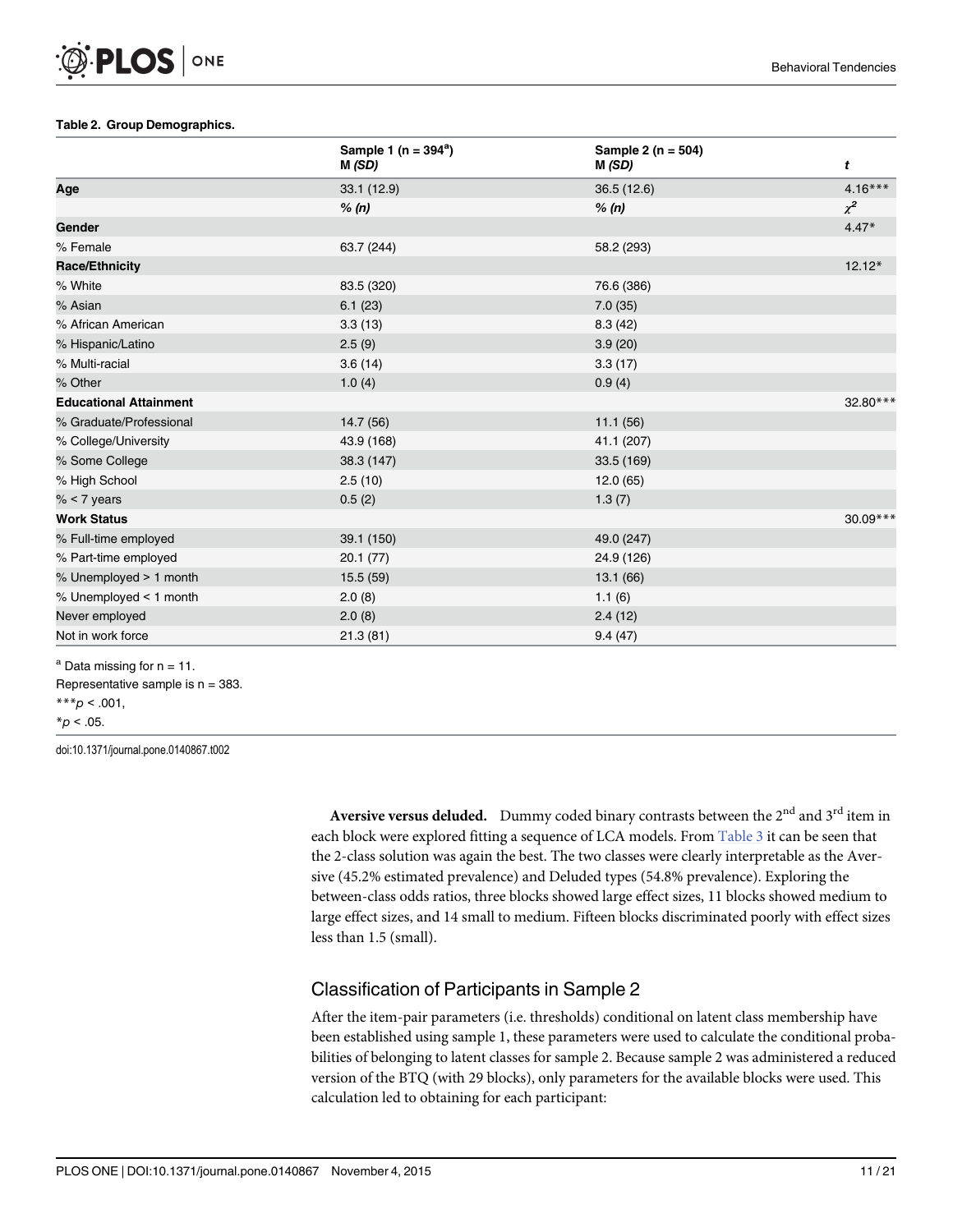**Table 2. Group Demographics.**

| | Sample 1 (n = 394[a]) M *(SD)* | Sample 2 (n = 504) M *(SD)* | *t* |
|---|---|---|---|
| **Age** | 33.1 (12.9) | 36.5 (12.6) | 4.16*** |
| | *% (n)* | *% (n)* | $\chi^2$ |
| **Gender** | | | 4.47* |
| % Female | 63.7 (244) | 58.2 (293) | |
| **Race/Ethnicity** | | | 12.12* |
| % White | 83.5 (320) | 76.6 (386) | |
| % Asian | 6.1 (23) | 7.0 (35) | |
| % African American | 3.3 (13) | 8.3 (42) | |
| % Hispanic/Latino | 2.5 (9) | 3.9 (20) | |
| % Multi-racial | 3.6 (14) | 3.3 (17) | |
| % Other | 1.0 (4) | 0.9 (4) | |
| **Educational Attainment** | | | 32.80*** |
| % Graduate/Professional | 14.7 (56) | 11.1 (56) | |
| % College/University | 43.9 (168) | 41.1 (207) | |
| % Some College | 38.3 (147) | 33.5 (169) | |
| % High School | 2.5 (10) | 12.0 (65) | |
| % < 7 years | 0.5 (2) | 1.3 (7) | |
| **Work Status** | | | 30.09*** |
| % Full-time employed | 39.1 (150) | 49.0 (247) | |
| % Part-time employed | 20.1 (77) | 24.9 (126) | |
| % Unemployed > 1 month | 15.5 (59) | 13.1 (66) | |
| % Unemployed < 1 month | 2.0 (8) | 1.1 (6) | |
| Never employed | 2.0 (8) | 2.4 (12) | |
| Not in work force | 21.3 (81) | 9.4 (47) | |

[a] Data missing for n = 11.

Representative sample is n = 383.

***$p < .001$,

*$p < .05$.

doi:10.1371/journal.pone.0140867.t002

**Aversive versus deluded.** Dummy coded binary contrasts between the 2nd and 3rd item in each block were explored fitting a sequence of LCA models. From Table 3 it can be seen that the 2-class solution was again the best. The two classes were clearly interpretable as the Aversive (45.2% estimated prevalence) and Deluded types (54.8% prevalence). Exploring the between-class odds ratios, three blocks showed large effect sizes, 11 blocks showed medium to large effect sizes, and 14 small to medium. Fifteen blocks discriminated poorly with effect sizes less than 1.5 (small).

## Classification of Participants in Sample 2

After the item-pair parameters (i.e. thresholds) conditional on latent class membership have been established using sample 1, these parameters were used to calculate the conditional probabilities of belonging to latent classes for sample 2. Because sample 2 was administered a reduced version of the BTQ (with 29 blocks), only parameters for the available blocks were used. This calculation led to obtaining for each participant: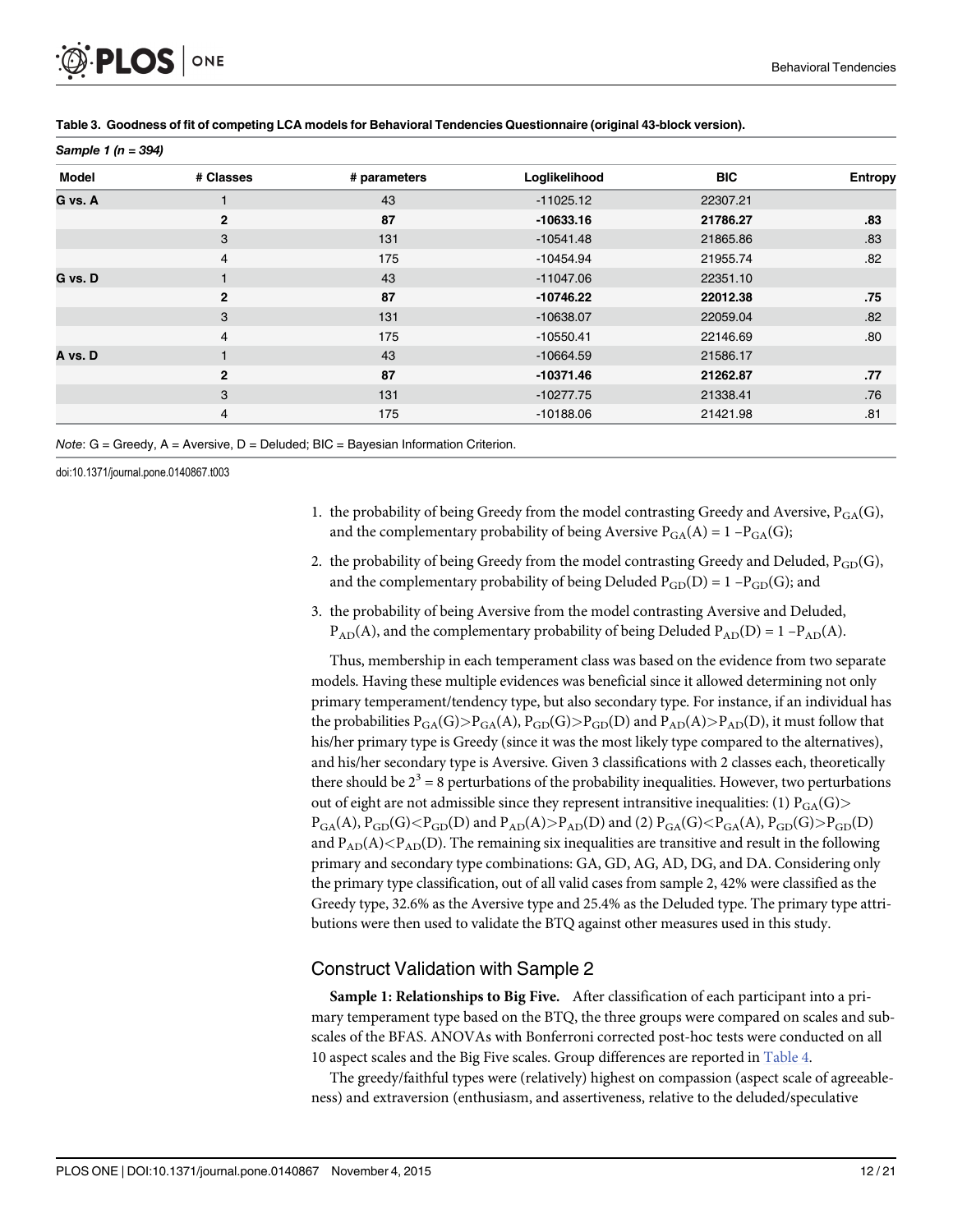**Table 3. Goodness of fit of competing LCA models for Behavioral Tendencies Questionnaire (original 43-block version).**

*Sample 1 (n = 394)*

| Model | # Classes | # parameters | Loglikelihood | BIC | Entropy |
|---|---|---|---|---|---|
| G vs. A | 1 | 43 | -11025.12 | 22307.21 | |
| | **2** | **87** | **-10633.16** | **21786.27** | **.83** |
| | 3 | 131 | -10541.48 | 21865.86 | .83 |
| | 4 | 175 | -10454.94 | 21955.74 | .82 |
| G vs. D | 1 | 43 | -11047.06 | 22351.10 | |
| | **2** | **87** | **-10746.22** | **22012.38** | **.75** |
| | 3 | 131 | -10638.07 | 22059.04 | .82 |
| | 4 | 175 | -10550.41 | 22146.69 | .80 |
| A vs. D | 1 | 43 | -10664.59 | 21586.17 | |
| | **2** | **87** | **-10371.46** | **21262.87** | **.77** |
| | 3 | 131 | -10277.75 | 21338.41 | .76 |
| | 4 | 175 | -10188.06 | 21421.98 | .81 |

*Note*: G = Greedy, A = Aversive, D = Deluded; BIC = Bayesian Information Criterion.

doi:10.1371/journal.pone.0140867.t003

1. the probability of being Greedy from the model contrasting Greedy and Aversive, $P_{GA}(G)$, and the complementary probability of being Aversive $P_{GA}(A) = 1 - P_{GA}(G)$;
2. the probability of being Greedy from the model contrasting Greedy and Deluded, $P_{GD}(G)$, and the complementary probability of being Deluded $P_{GD}(D) = 1 - P_{GD}(G)$; and
3. the probability of being Aversive from the model contrasting Aversive and Deluded, $P_{AD}(A)$, and the complementary probability of being Deluded $P_{AD}(D) = 1 - P_{AD}(A)$.

Thus, membership in each temperament class was based on the evidence from two separate models. Having these multiple evidences was beneficial since it allowed determining not only primary temperament/tendency type, but also secondary type. For instance, if an individual has the probabilities $P_{GA}(G) > P_{GA}(A)$, $P_{GD}(G) > P_{GD}(D)$ and $P_{AD}(A) > P_{AD}(D)$, it must follow that his/her primary type is Greedy (since it was the most likely type compared to the alternatives), and his/her secondary type is Aversive. Given 3 classifications with 2 classes each, theoretically there should be $2^3 = 8$ perturbations of the probability inequalities. However, two perturbations out of eight are not admissible since they represent intransitive inequalities: (1) $P_{GA}(G) > P_{GA}(A)$, $P_{GD}(G) < P_{GD}(D)$ and $P_{AD}(A) > P_{AD}(D)$ and (2) $P_{GA}(G) < P_{GA}(A)$, $P_{GD}(G) > P_{GD}(D)$ and $P_{AD}(A) < P_{AD}(D)$. The remaining six inequalities are transitive and result in the following primary and secondary type combinations: GA, GD, AG, AD, DG, and DA. Considering only the primary type classification, out of all valid cases from sample 2, 42% were classified as the Greedy type, 32.6% as the Aversive type and 25.4% as the Deluded type. The primary type attributions were then used to validate the BTQ against other measures used in this study.

## Construct Validation with Sample 2

**Sample 1: Relationships to Big Five.** After classification of each participant into a primary temperament type based on the BTQ, the three groups were compared on scales and subscales of the BFAS. ANOVAs with Bonferroni corrected post-hoc tests were conducted on all 10 aspect scales and the Big Five scales. Group differences are reported in Table 4.

The greedy/faithful types were (relatively) highest on compassion (aspect scale of agreeableness) and extraversion (enthusiasm, and assertiveness, relative to the deluded/speculative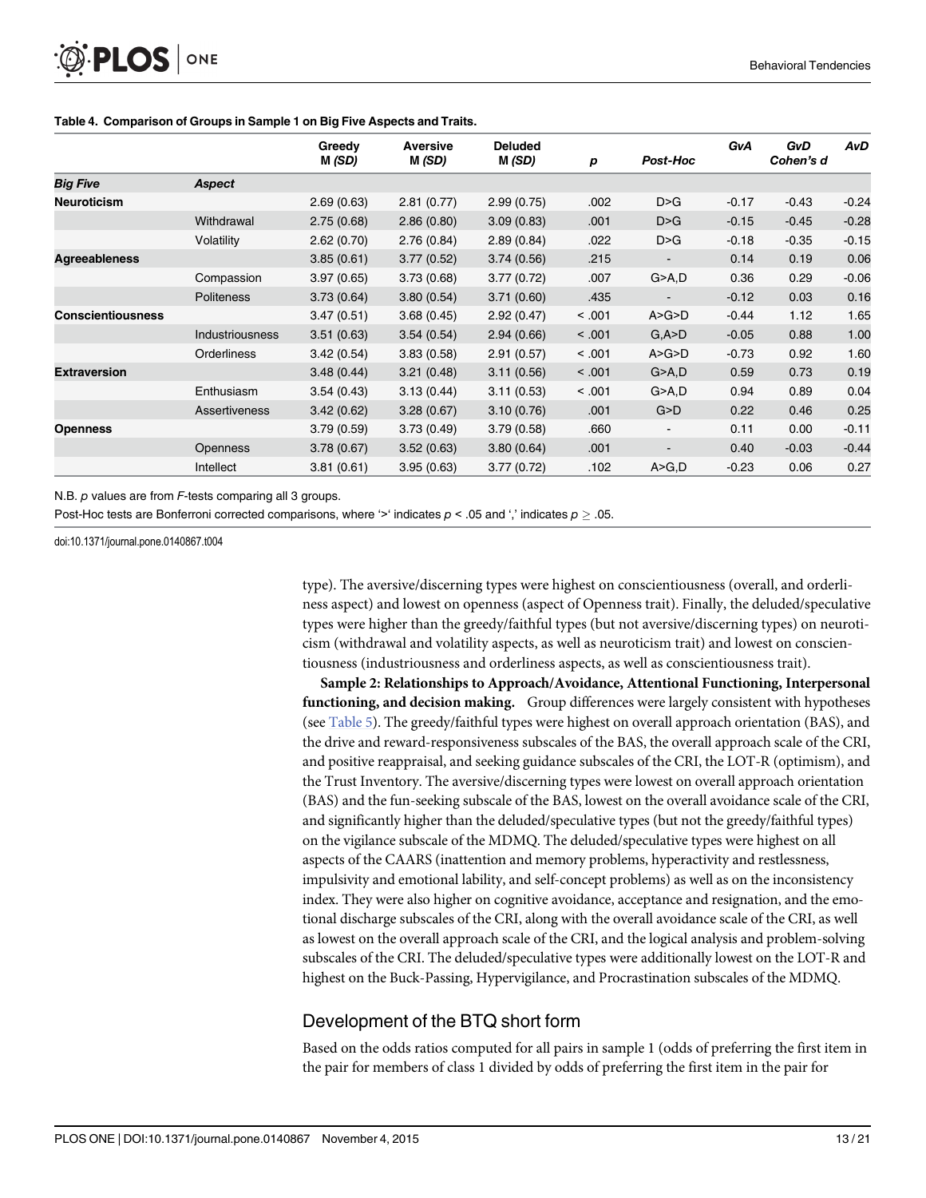**Table 4. Comparison of Groups in Sample 1 on Big Five Aspects and Traits.**

| | | Greedy M *(SD)* | Aversive M *(SD)* | Deluded M *(SD)* | *p* | *Post-Hoc* | *GvA* | *GvD* *Cohen's d* | *AvD* |
|---|---|---|---|---|---|---|---|---|---|
| ***Big Five*** | ***Aspect*** | | | | | | | | |
| **Neuroticism** | | 2.69 (0.63) | 2.81 (0.77) | 2.99 (0.75) | .002 | D>G | -0.17 | -0.43 | -0.24 |
| | Withdrawal | 2.75 (0.68) | 2.86 (0.80) | 3.09 (0.83) | .001 | D>G | -0.15 | -0.45 | -0.28 |
| | Volatility | 2.62 (0.70) | 2.76 (0.84) | 2.89 (0.84) | .022 | D>G | -0.18 | -0.35 | -0.15 |
| **Agreeableness** | | 3.85 (0.61) | 3.77 (0.52) | 3.74 (0.56) | .215 | - | 0.14 | 0.19 | 0.06 |
| | Compassion | 3.97 (0.65) | 3.73 (0.68) | 3.77 (0.72) | .007 | G>A,D | 0.36 | 0.29 | -0.06 |
| | Politeness | 3.73 (0.64) | 3.80 (0.54) | 3.71 (0.60) | .435 | - | -0.12 | 0.03 | 0.16 |
| **Conscientiousness** | | 3.47 (0.51) | 3.68 (0.45) | 2.92 (0.47) | < .001 | A>G>D | -0.44 | 1.12 | 1.65 |
| | Industriousness | 3.51 (0.63) | 3.54 (0.54) | 2.94 (0.66) | < .001 | G,A>D | -0.05 | 0.88 | 1.00 |
| | Orderliness | 3.42 (0.54) | 3.83 (0.58) | 2.91 (0.57) | < .001 | A>G>D | -0.73 | 0.92 | 1.60 |
| **Extraversion** | | 3.48 (0.44) | 3.21 (0.48) | 3.11 (0.56) | < .001 | G>A,D | 0.59 | 0.73 | 0.19 |
| | Enthusiasm | 3.54 (0.43) | 3.13 (0.44) | 3.11 (0.53) | < .001 | G>A,D | 0.94 | 0.89 | 0.04 |
| | Assertiveness | 3.42 (0.62) | 3.28 (0.67) | 3.10 (0.76) | .001 | G>D | 0.22 | 0.46 | 0.25 |
| **Openness** | | 3.79 (0.59) | 3.73 (0.49) | 3.79 (0.58) | .660 | - | 0.11 | 0.00 | -0.11 |
| | Openness | 3.78 (0.67) | 3.52 (0.63) | 3.80 (0.64) | .001 | - | 0.40 | -0.03 | -0.44 |
| | Intellect | 3.81 (0.61) | 3.95 (0.63) | 3.77 (0.72) | .102 | A>G,D | -0.23 | 0.06 | 0.27 |

N.B. *p* values are from *F*-tests comparing all 3 groups.

Post-Hoc tests are Bonferroni corrected comparisons, where '>' indicates $p < .05$ and ',' indicates $p \geq .05$.

doi:10.1371/journal.pone.0140867.t004

type). The aversive/discerning types were highest on conscientiousness (overall, and orderliness aspect) and lowest on openness (aspect of Openness trait). Finally, the deluded/speculative types were higher than the greedy/faithful types (but not aversive/discerning types) on neuroticism (withdrawal and volatility aspects, as well as neuroticism trait) and lowest on conscientiousness (industriousness and orderliness aspects, as well as conscientiousness trait).

**Sample 2: Relationships to Approach/Avoidance, Attentional Functioning, Interpersonal functioning, and decision making.** Group differences were largely consistent with hypotheses (see Table 5). The greedy/faithful types were highest on overall approach orientation (BAS), and the drive and reward-responsiveness subscales of the BAS, the overall approach scale of the CRI, and positive reappraisal, and seeking guidance subscales of the CRI, the LOT-R (optimism), and the Trust Inventory. The aversive/discerning types were lowest on overall approach orientation (BAS) and the fun-seeking subscale of the BAS, lowest on the overall avoidance scale of the CRI, and significantly higher than the deluded/speculative types (but not the greedy/faithful types) on the vigilance subscale of the MDMQ. The deluded/speculative types were highest on all aspects of the CAARS (inattention and memory problems, hyperactivity and restlessness, impulsivity and emotional lability, and self-concept problems) as well as on the inconsistency index. They were also higher on cognitive avoidance, acceptance and resignation, and the emotional discharge subscales of the CRI, along with the overall avoidance scale of the CRI, as well as lowest on the overall approach scale of the CRI, and the logical analysis and problem-solving subscales of the CRI. The deluded/speculative types were additionally lowest on the LOT-R and highest on the Buck-Passing, Hypervigilance, and Procrastination subscales of the MDMQ.

## Development of the BTQ short form

Based on the odds ratios computed for all pairs in sample 1 (odds of preferring the first item in the pair for members of class 1 divided by odds of preferring the first item in the pair for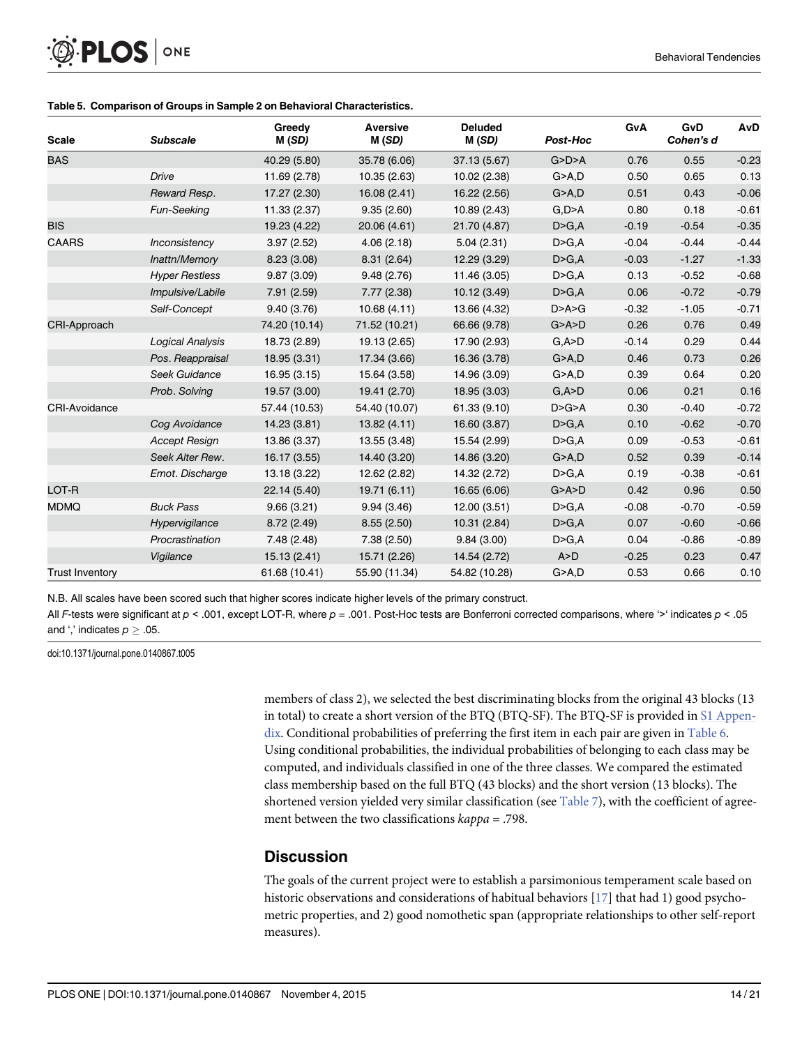**Table 5. Comparison of Groups in Sample 2 on Behavioral Characteristics.**

| Scale | Subscale | Greedy M (*SD*) | Aversive M (*SD*) | Deluded M (*SD*) | *Post-Hoc* | GvA | GvD *Cohen's d* | AvD |
|---|---|---|---|---|---|---|---|---|
| BAS | | 40.29 (5.80) | 35.78 (6.06) | 37.13 (5.67) | G>D>A | 0.76 | 0.55 | -0.23 |
| | *Drive* | 11.69 (2.78) | 10.35 (2.63) | 10.02 (2.38) | G>A,D | 0.50 | 0.65 | 0.13 |
| | *Reward Resp.* | 17.27 (2.30) | 16.08 (2.41) | 16.22 (2.56) | G>A,D | 0.51 | 0.43 | -0.06 |
| | *Fun-Seeking* | 11.33 (2.37) | 9.35 (2.60) | 10.89 (2.43) | G,D>A | 0.80 | 0.18 | -0.61 |
| BIS | | 19.23 (4.22) | 20.06 (4.61) | 21.70 (4.87) | D>G,A | -0.19 | -0.54 | -0.35 |
| CAARS | *Inconsistency* | 3.97 (2.52) | 4.06 (2.18) | 5.04 (2.31) | D>G,A | -0.04 | -0.44 | -0.44 |
| | *Inattn/Memory* | 8.23 (3.08) | 8.31 (2.64) | 12.29 (3.29) | D>G,A | -0.03 | -1.27 | -1.33 |
| | *Hyper Restless* | 9.87 (3.09) | 9.48 (2.76) | 11.46 (3.05) | D>G,A | 0.13 | -0.52 | -0.68 |
| | *Impulsive/Labile* | 7.91 (2.59) | 7.77 (2.38) | 10.12 (3.49) | D>G,A | 0.06 | -0.72 | -0.79 |
| | *Self-Concept* | 9.40 (3.76) | 10.68 (4.11) | 13.66 (4.32) | D>A>G | -0.32 | -1.05 | -0.71 |
| CRI-Approach | | 74.20 (10.14) | 71.52 (10.21) | 66.66 (9.78) | G>A>D | 0.26 | 0.76 | 0.49 |
| | *Logical Analysis* | 18.73 (2.89) | 19.13 (2.65) | 17.90 (2.93) | G,A>D | -0.14 | 0.29 | 0.44 |
| | *Pos. Reappraisal* | 18.95 (3.31) | 17.34 (3.66) | 16.36 (3.78) | G>A,D | 0.46 | 0.73 | 0.26 |
| | *Seek Guidance* | 16.95 (3.15) | 15.64 (3.58) | 14.96 (3.09) | G>A,D | 0.39 | 0.64 | 0.20 |
| | *Prob. Solving* | 19.57 (3.00) | 19.41 (2.70) | 18.95 (3.03) | G,A>D | 0.06 | 0.21 | 0.16 |
| CRI-Avoidance | | 57.44 (10.53) | 54.40 (10.07) | 61.33 (9.10) | D>G>A | 0.30 | -0.40 | -0.72 |
| | *Cog Avoidance* | 14.23 (3.81) | 13.82 (4.11) | 16.60 (3.87) | D>G,A | 0.10 | -0.62 | -0.70 |
| | *Accept Resign* | 13.86 (3.37) | 13.55 (3.48) | 15.54 (2.99) | D>G,A | 0.09 | -0.53 | -0.61 |
| | *Seek Alter Rew.* | 16.17 (3.55) | 14.40 (3.20) | 14.86 (3.20) | G>A,D | 0.52 | 0.39 | -0.14 |
| | *Emot. Discharge* | 13.18 (3.22) | 12.62 (2.82) | 14.32 (2.72) | D>G,A | 0.19 | -0.38 | -0.61 |
| LOT-R | | 22.14 (5.40) | 19.71 (6.11) | 16.65 (6.06) | G>A>D | 0.42 | 0.96 | 0.50 |
| MDMQ | *Buck Pass* | 9.66 (3.21) | 9.94 (3.46) | 12.00 (3.51) | D>G,A | -0.08 | -0.70 | -0.59 |
| | *Hypervigilance* | 8.72 (2.49) | 8.55 (2.50) | 10.31 (2.84) | D>G,A | 0.07 | -0.60 | -0.66 |
| | *Procrastination* | 7.48 (2.48) | 7.38 (2.50) | 9.84 (3.00) | D>G,A | 0.04 | -0.86 | -0.89 |
| | *Vigilance* | 15.13 (2.41) | 15.71 (2.26) | 14.54 (2.72) | A>D | -0.25 | 0.23 | 0.47 |
| Trust Inventory | | 61.68 (10.41) | 55.90 (11.34) | 54.82 (10.28) | G>A,D | 0.53 | 0.66 | 0.10 |

N.B. All scales have been scored such that higher scores indicate higher levels of the primary construct.

All *F*-tests were significant at $p < .001$, except LOT-R, where $p = .001$. Post-Hoc tests are Bonferroni corrected comparisons, where '>' indicates $p < .05$ and ',' indicates $p \geq .05$.

doi:10.1371/journal.pone.0140867.t005

members of class 2), we selected the best discriminating blocks from the original 43 blocks (13 in total) to create a short version of the BTQ (BTQ-SF). The BTQ-SF is provided in S1 Appendix. Conditional probabilities of preferring the first item in each pair are given in Table 6. Using conditional probabilities, the individual probabilities of belonging to each class may be computed, and individuals classified in one of the three classes. We compared the estimated class membership based on the full BTQ (43 blocks) and the short version (13 blocks). The shortened version yielded very similar classification (see Table 7), with the coefficient of agreement between the two classifications *kappa* = .798.

## Discussion

The goals of the current project were to establish a parsimonious temperament scale based on historic observations and considerations of habitual behaviors [17] that had 1) good psychometric properties, and 2) good nomothetic span (appropriate relationships to other self-report measures).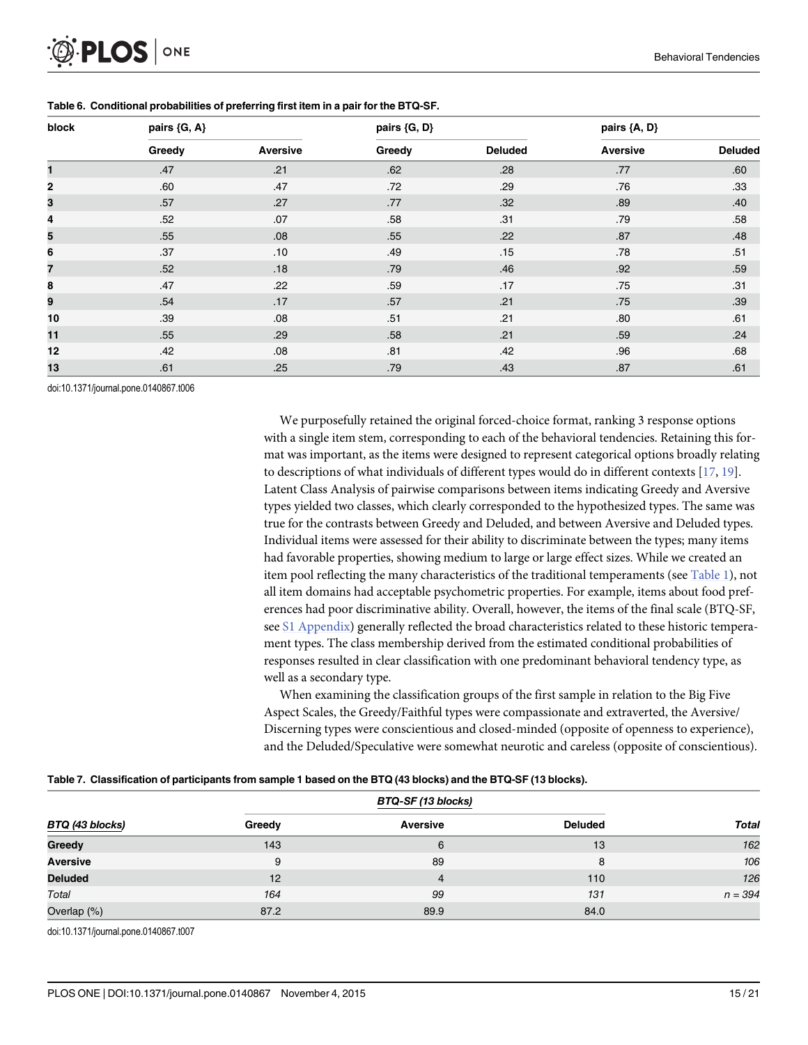**Table 6. Conditional probabilities of preferring first item in a pair for the BTQ-SF.**

| block | pairs {G, A} | | pairs {G, D} | | pairs {A, D} | |
|---|---|---|---|---|---|---|
| | Greedy | Aversive | Greedy | Deluded | Aversive | Deluded |
| 1 | .47 | .21 | .62 | .28 | .77 | .60 |
| 2 | .60 | .47 | .72 | .29 | .76 | .33 |
| 3 | .57 | .27 | .77 | .32 | .89 | .40 |
| 4 | .52 | .07 | .58 | .31 | .79 | .58 |
| 5 | .55 | .08 | .55 | .22 | .87 | .48 |
| 6 | .37 | .10 | .49 | .15 | .78 | .51 |
| 7 | .52 | .18 | .79 | .46 | .92 | .59 |
| 8 | .47 | .22 | .59 | .17 | .75 | .31 |
| 9 | .54 | .17 | .57 | .21 | .75 | .39 |
| 10 | .39 | .08 | .51 | .21 | .80 | .61 |
| 11 | .55 | .29 | .58 | .21 | .59 | .24 |
| 12 | .42 | .08 | .81 | .42 | .96 | .68 |
| 13 | .61 | .25 | .79 | .43 | .87 | .61 |

doi:10.1371/journal.pone.0140867.t006

We purposefully retained the original forced-choice format, ranking 3 response options with a single item stem, corresponding to each of the behavioral tendencies. Retaining this format was important, as the items were designed to represent categorical options broadly relating to descriptions of what individuals of different types would do in different contexts [17, 19]. Latent Class Analysis of pairwise comparisons between items indicating Greedy and Aversive types yielded two classes, which clearly corresponded to the hypothesized types. The same was true for the contrasts between Greedy and Deluded, and between Aversive and Deluded types. Individual items were assessed for their ability to discriminate between the types; many items had favorable properties, showing medium to large or large effect sizes. While we created an item pool reflecting the many characteristics of the traditional temperaments (see Table 1), not all item domains had acceptable psychometric properties. For example, items about food preferences had poor discriminative ability. Overall, however, the items of the final scale (BTQ-SF, see S1 Appendix) generally reflected the broad characteristics related to these historic temperament types. The class membership derived from the estimated conditional probabilities of responses resulted in clear classification with one predominant behavioral tendency type, as well as a secondary type.

When examining the classification groups of the first sample in relation to the Big Five Aspect Scales, the Greedy/Faithful types were compassionate and extraverted, the Aversive/Discerning types were conscientious and closed-minded (opposite of openness to experience), and the Deluded/Speculative were somewhat neurotic and careless (opposite of conscientious).

**Table 7. Classification of participants from sample 1 based on the BTQ (43 blocks) and the BTQ-SF (13 blocks).**

| | *BTQ-SF (13 blocks)* | | | |
|---|---|---|---|---|
| ***BTQ (43 blocks)*** | **Greedy** | **Aversive** | **Deluded** | ***Total*** |
| **Greedy** | 143 | 6 | 13 | *162* |
| **Aversive** | 9 | 89 | 8 | *106* |
| **Deluded** | 12 | 4 | 110 | *126* |
| *Total* | *164* | *99* | *131* | *n = 394* |
| Overlap (%) | 87.2 | 89.9 | 84.0 | |

doi:10.1371/journal.pone.0140867.t007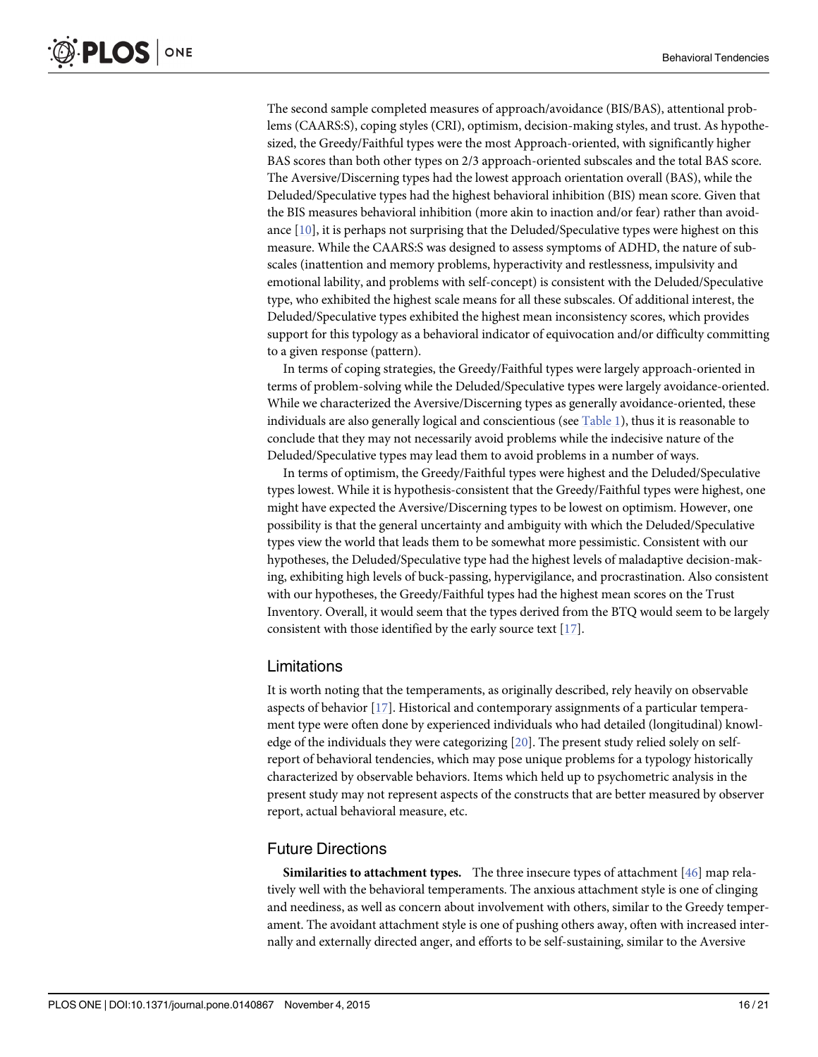The second sample completed measures of approach/avoidance (BIS/BAS), attentional problems (CAARS:S), coping styles (CRI), optimism, decision-making styles, and trust. As hypothesized, the Greedy/Faithful types were the most Approach-oriented, with significantly higher BAS scores than both other types on 2/3 approach-oriented subscales and the total BAS score. The Aversive/Discerning types had the lowest approach orientation overall (BAS), while the Deluded/Speculative types had the highest behavioral inhibition (BIS) mean score. Given that the BIS measures behavioral inhibition (more akin to inaction and/or fear) rather than avoidance [10], it is perhaps not surprising that the Deluded/Speculative types were highest on this measure. While the CAARS:S was designed to assess symptoms of ADHD, the nature of subscales (inattention and memory problems, hyperactivity and restlessness, impulsivity and emotional lability, and problems with self-concept) is consistent with the Deluded/Speculative type, who exhibited the highest scale means for all these subscales. Of additional interest, the Deluded/Speculative types exhibited the highest mean inconsistency scores, which provides support for this typology as a behavioral indicator of equivocation and/or difficulty committing to a given response (pattern).

In terms of coping strategies, the Greedy/Faithful types were largely approach-oriented in terms of problem-solving while the Deluded/Speculative types were largely avoidance-oriented. While we characterized the Aversive/Discerning types as generally avoidance-oriented, these individuals are also generally logical and conscientious (see Table 1), thus it is reasonable to conclude that they may not necessarily avoid problems while the indecisive nature of the Deluded/Speculative types may lead them to avoid problems in a number of ways.

In terms of optimism, the Greedy/Faithful types were highest and the Deluded/Speculative types lowest. While it is hypothesis-consistent that the Greedy/Faithful types were highest, one might have expected the Aversive/Discerning types to be lowest on optimism. However, one possibility is that the general uncertainty and ambiguity with which the Deluded/Speculative types view the world that leads them to be somewhat more pessimistic. Consistent with our hypotheses, the Deluded/Speculative type had the highest levels of maladaptive decision-making, exhibiting high levels of buck-passing, hypervigilance, and procrastination. Also consistent with our hypotheses, the Greedy/Faithful types had the highest mean scores on the Trust Inventory. Overall, it would seem that the types derived from the BTQ would seem to be largely consistent with those identified by the early source text [17].

## Limitations

It is worth noting that the temperaments, as originally described, rely heavily on observable aspects of behavior [17]. Historical and contemporary assignments of a particular temperament type were often done by experienced individuals who had detailed (longitudinal) knowledge of the individuals they were categorizing [20]. The present study relied solely on self-report of behavioral tendencies, which may pose unique problems for a typology historically characterized by observable behaviors. Items which held up to psychometric analysis in the present study may not represent aspects of the constructs that are better measured by observer report, actual behavioral measure, etc.

## Future Directions

**Similarities to attachment types.** The three insecure types of attachment [46] map relatively well with the behavioral temperaments. The anxious attachment style is one of clinging and neediness, as well as concern about involvement with others, similar to the Greedy temperament. The avoidant attachment style is one of pushing others away, often with increased internally and externally directed anger, and efforts to be self-sustaining, similar to the Aversive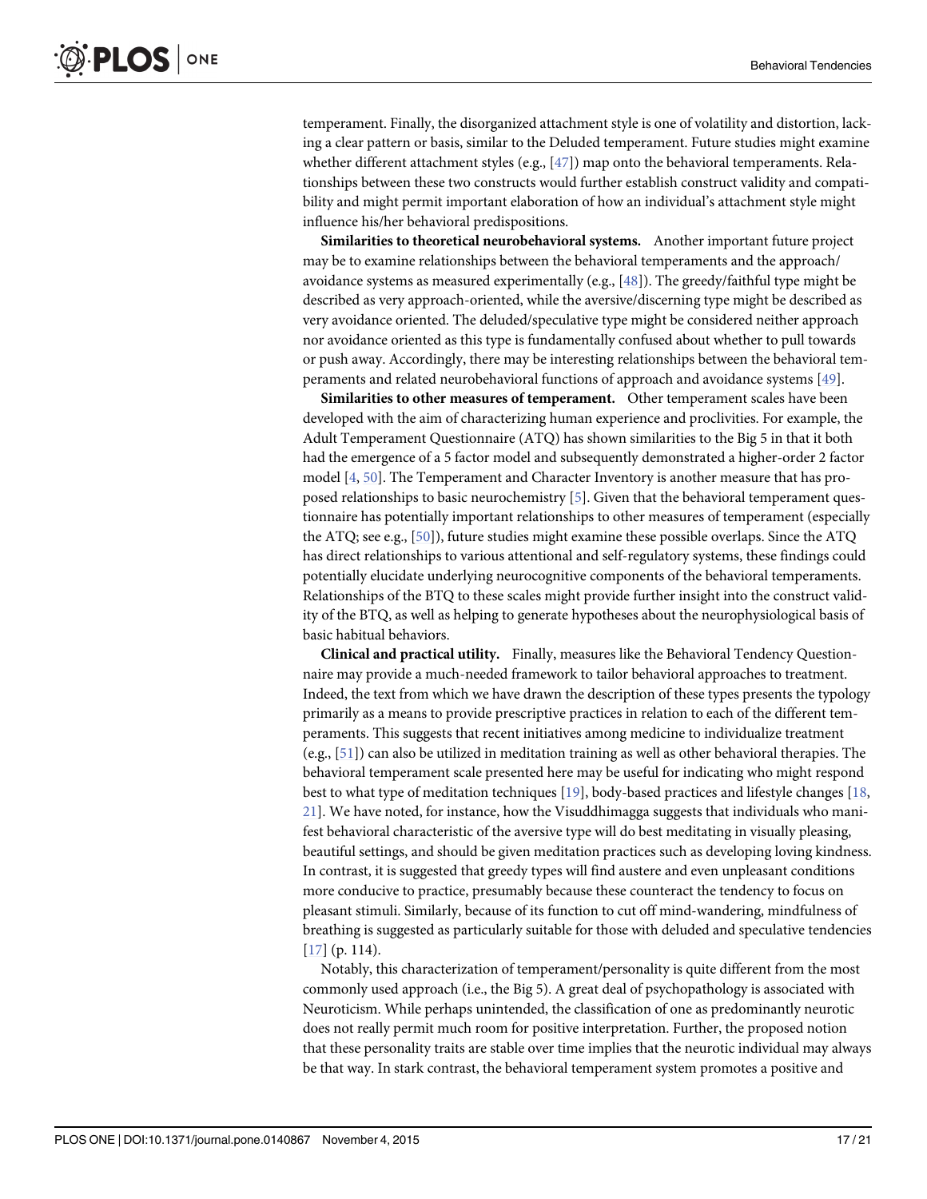temperament. Finally, the disorganized attachment style is one of volatility and distortion, lacking a clear pattern or basis, similar to the Deluded temperament. Future studies might examine whether different attachment styles (e.g., [47]) map onto the behavioral temperaments. Relationships between these two constructs would further establish construct validity and compatibility and might permit important elaboration of how an individual's attachment style might influence his/her behavioral predispositions.

**Similarities to theoretical neurobehavioral systems.** Another important future project may be to examine relationships between the behavioral temperaments and the approach/avoidance systems as measured experimentally (e.g., [48]). The greedy/faithful type might be described as very approach-oriented, while the aversive/discerning type might be described as very avoidance oriented. The deluded/speculative type might be considered neither approach nor avoidance oriented as this type is fundamentally confused about whether to pull towards or push away. Accordingly, there may be interesting relationships between the behavioral temperaments and related neurobehavioral functions of approach and avoidance systems [49].

**Similarities to other measures of temperament.** Other temperament scales have been developed with the aim of characterizing human experience and proclivities. For example, the Adult Temperament Questionnaire (ATQ) has shown similarities to the Big 5 in that it both had the emergence of a 5 factor model and subsequently demonstrated a higher-order 2 factor model [4, 50]. The Temperament and Character Inventory is another measure that has proposed relationships to basic neurochemistry [5]. Given that the behavioral temperament questionnaire has potentially important relationships to other measures of temperament (especially the ATQ; see e.g., [50]), future studies might examine these possible overlaps. Since the ATQ has direct relationships to various attentional and self-regulatory systems, these findings could potentially elucidate underlying neurocognitive components of the behavioral temperaments. Relationships of the BTQ to these scales might provide further insight into the construct validity of the BTQ, as well as helping to generate hypotheses about the neurophysiological basis of basic habitual behaviors.

**Clinical and practical utility.** Finally, measures like the Behavioral Tendency Questionnaire may provide a much-needed framework to tailor behavioral approaches to treatment. Indeed, the text from which we have drawn the description of these types presents the typology primarily as a means to provide prescriptive practices in relation to each of the different temperaments. This suggests that recent initiatives among medicine to individualize treatment (e.g., [51]) can also be utilized in meditation training as well as other behavioral therapies. The behavioral temperament scale presented here may be useful for indicating who might respond best to what type of meditation techniques [19], body-based practices and lifestyle changes [18, 21]. We have noted, for instance, how the Visuddhimagga suggests that individuals who manifest behavioral characteristic of the aversive type will do best meditating in visually pleasing, beautiful settings, and should be given meditation practices such as developing loving kindness. In contrast, it is suggested that greedy types will find austere and even unpleasant conditions more conducive to practice, presumably because these counteract the tendency to focus on pleasant stimuli. Similarly, because of its function to cut off mind-wandering, mindfulness of breathing is suggested as particularly suitable for those with deluded and speculative tendencies [17] (p. 114).

Notably, this characterization of temperament/personality is quite different from the most commonly used approach (i.e., the Big 5). A great deal of psychopathology is associated with Neuroticism. While perhaps unintended, the classification of one as predominantly neurotic does not really permit much room for positive interpretation. Further, the proposed notion that these personality traits are stable over time implies that the neurotic individual may always be that way. In stark contrast, the behavioral temperament system promotes a positive and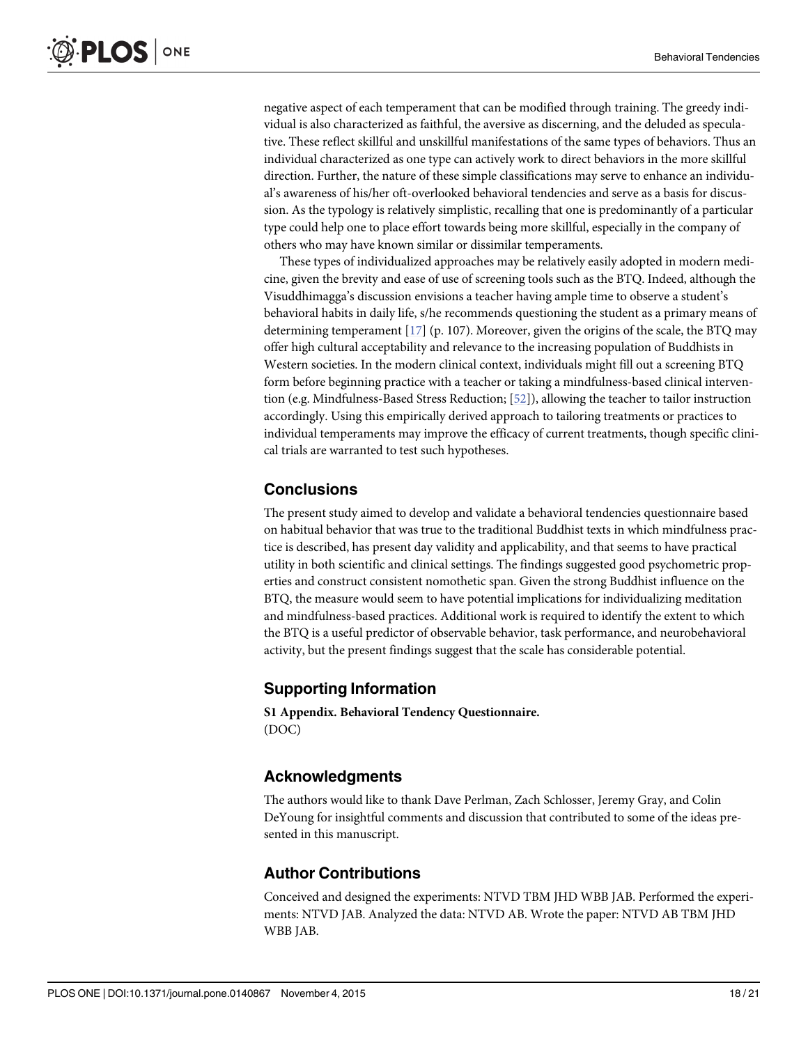negative aspect of each temperament that can be modified through training. The greedy individual is also characterized as faithful, the aversive as discerning, and the deluded as speculative. These reflect skillful and unskillful manifestations of the same types of behaviors. Thus an individual characterized as one type can actively work to direct behaviors in the more skillful direction. Further, the nature of these simple classifications may serve to enhance an individual's awareness of his/her oft-overlooked behavioral tendencies and serve as a basis for discussion. As the typology is relatively simplistic, recalling that one is predominantly of a particular type could help one to place effort towards being more skillful, especially in the company of others who may have known similar or dissimilar temperaments.

These types of individualized approaches may be relatively easily adopted in modern medicine, given the brevity and ease of use of screening tools such as the BTQ. Indeed, although the Visuddhimagga's discussion envisions a teacher having ample time to observe a student's behavioral habits in daily life, s/he recommends questioning the student as a primary means of determining temperament [17] (p. 107). Moreover, given the origins of the scale, the BTQ may offer high cultural acceptability and relevance to the increasing population of Buddhists in Western societies. In the modern clinical context, individuals might fill out a screening BTQ form before beginning practice with a teacher or taking a mindfulness-based clinical intervention (e.g. Mindfulness-Based Stress Reduction; [52]), allowing the teacher to tailor instruction accordingly. Using this empirically derived approach to tailoring treatments or practices to individual temperaments may improve the efficacy of current treatments, though specific clinical trials are warranted to test such hypotheses.

## Conclusions

The present study aimed to develop and validate a behavioral tendencies questionnaire based on habitual behavior that was true to the traditional Buddhist texts in which mindfulness practice is described, has present day validity and applicability, and that seems to have practical utility in both scientific and clinical settings. The findings suggested good psychometric properties and construct consistent nomothetic span. Given the strong Buddhist influence on the BTQ, the measure would seem to have potential implications for individualizing meditation and mindfulness-based practices. Additional work is required to identify the extent to which the BTQ is a useful predictor of observable behavior, task performance, and neurobehavioral activity, but the present findings suggest that the scale has considerable potential.

## Supporting Information

**S1 Appendix. Behavioral Tendency Questionnaire.**
(DOC)

## Acknowledgments

The authors would like to thank Dave Perlman, Zach Schlosser, Jeremy Gray, and Colin DeYoung for insightful comments and discussion that contributed to some of the ideas presented in this manuscript.

## Author Contributions

Conceived and designed the experiments: NTVD TBM JHD WBB JAB. Performed the experiments: NTVD JAB. Analyzed the data: NTVD AB. Wrote the paper: NTVD AB TBM JHD WBB JAB.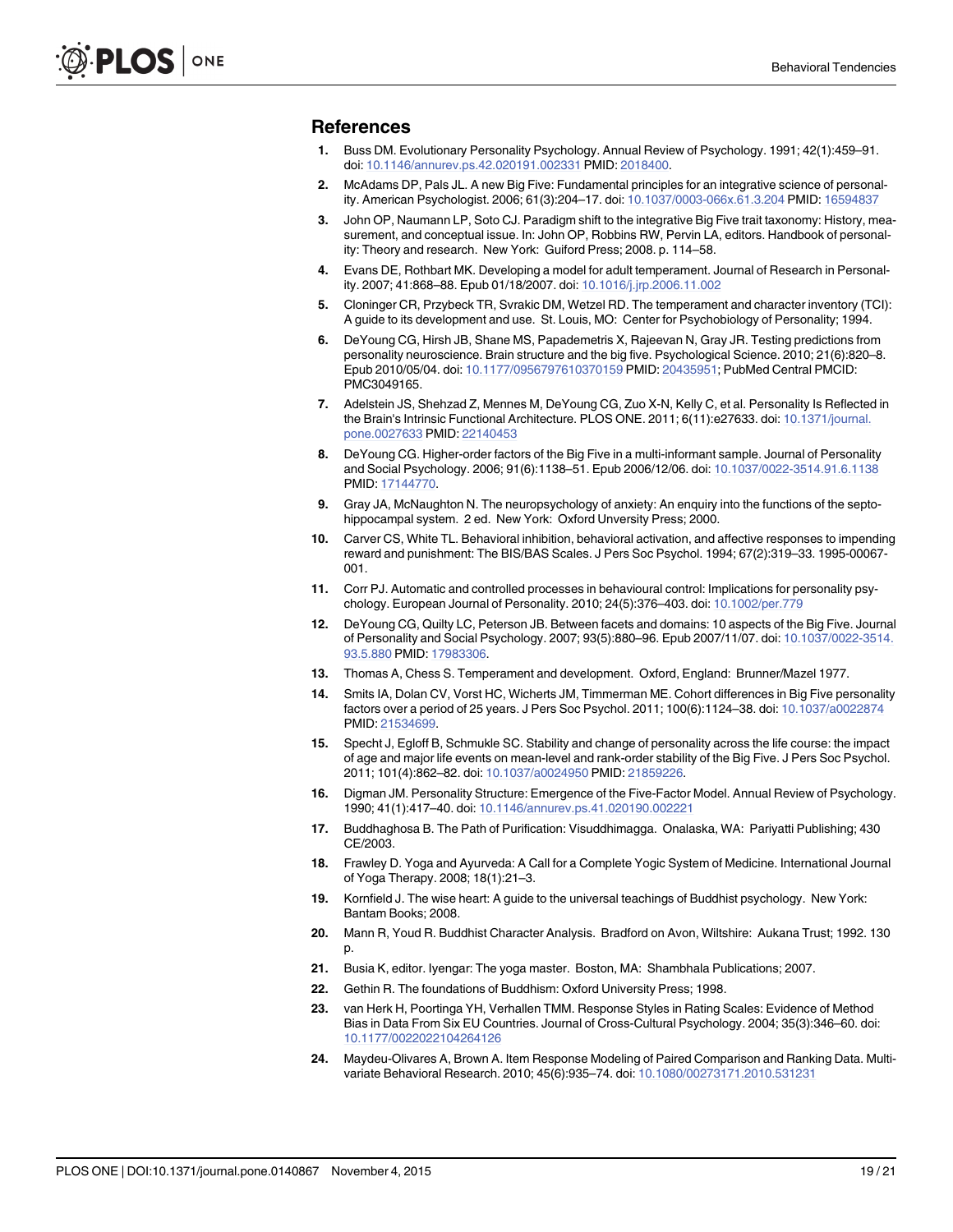## References

1. Buss DM. Evolutionary Personality Psychology. Annual Review of Psychology. 1991; 42(1):459–91. doi: 10.1146/annurev.ps.42.020191.002331 PMID: 2018400.
2. McAdams DP, Pals JL. A new Big Five: Fundamental principles for an integrative science of personality. American Psychologist. 2006; 61(3):204–17. doi: 10.1037/0003-066x.61.3.204 PMID: 16594837
3. John OP, Naumann LP, Soto CJ. Paradigm shift to the integrative Big Five trait taxonomy: History, measurement, and conceptual issue. In: John OP, Robbins RW, Pervin LA, editors. Handbook of personality: Theory and research. New York: Guiford Press; 2008. p. 114–58.
4. Evans DE, Rothbart MK. Developing a model for adult temperament. Journal of Research in Personality. 2007; 41:868–88. Epub 01/18/2007. doi: 10.1016/j.jrp.2006.11.002
5. Cloninger CR, Przybeck TR, Svrakic DM, Wetzel RD. The temperament and character inventory (TCI): A guide to its development and use. St. Louis, MO: Center for Psychobiology of Personality; 1994.
6. DeYoung CG, Hirsh JB, Shane MS, Papademetris X, Rajeevan N, Gray JR. Testing predictions from personality neuroscience. Brain structure and the big five. Psychological Science. 2010; 21(6):820–8. Epub 2010/05/04. doi: 10.1177/0956797610370159 PMID: 20435951; PubMed Central PMCID: PMC3049165.
7. Adelstein JS, Shehzad Z, Mennes M, DeYoung CG, Zuo X-N, Kelly C, et al. Personality Is Reflected in the Brain's Intrinsic Functional Architecture. PLOS ONE. 2011; 6(11):e27633. doi: 10.1371/journal.pone.0027633 PMID: 22140453
8. DeYoung CG. Higher-order factors of the Big Five in a multi-informant sample. Journal of Personality and Social Psychology. 2006; 91(6):1138–51. Epub 2006/12/06. doi: 10.1037/0022-3514.91.6.1138 PMID: 17144770.
9. Gray JA, McNaughton N. The neuropsychology of anxiety: An enquiry into the functions of the septo-hippocampal system. 2 ed. New York: Oxford Unversity Press; 2000.
10. Carver CS, White TL. Behavioral inhibition, behavioral activation, and affective responses to impending reward and punishment: The BIS/BAS Scales. J Pers Soc Psychol. 1994; 67(2):319–33. 1995-00067-001.
11. Corr PJ. Automatic and controlled processes in behavioural control: Implications for personality psychology. European Journal of Personality. 2010; 24(5):376–403. doi: 10.1002/per.779
12. DeYoung CG, Quilty LC, Peterson JB. Between facets and domains: 10 aspects of the Big Five. Journal of Personality and Social Psychology. 2007; 93(5):880–96. Epub 2007/11/07. doi: 10.1037/0022-3514.93.5.880 PMID: 17983306.
13. Thomas A, Chess S. Temperament and development. Oxford, England: Brunner/Mazel 1977.
14. Smits IA, Dolan CV, Vorst HC, Wicherts JM, Timmerman ME. Cohort differences in Big Five personality factors over a period of 25 years. J Pers Soc Psychol. 2011; 100(6):1124–38. doi: 10.1037/a0022874 PMID: 21534699.
15. Specht J, Egloff B, Schmukle SC. Stability and change of personality across the life course: the impact of age and major life events on mean-level and rank-order stability of the Big Five. J Pers Soc Psychol. 2011; 101(4):862–82. doi: 10.1037/a0024950 PMID: 21859226.
16. Digman JM. Personality Structure: Emergence of the Five-Factor Model. Annual Review of Psychology. 1990; 41(1):417–40. doi: 10.1146/annurev.ps.41.020190.002221
17. Buddhaghosa B. The Path of Purification: Visuddhimagga. Onalaska, WA: Pariyatti Publishing; 430 CE/2003.
18. Frawley D. Yoga and Ayurveda: A Call for a Complete Yogic System of Medicine. International Journal of Yoga Therapy. 2008; 18(1):21–3.
19. Kornfield J. The wise heart: A guide to the universal teachings of Buddhist psychology. New York: Bantam Books; 2008.
20. Mann R, Youd R. Buddhist Character Analysis. Bradford on Avon, Wiltshire: Aukana Trust; 1992. 130 p.
21. Busia K, editor. Iyengar: The yoga master. Boston, MA: Shambhala Publications; 2007.
22. Gethin R. The foundations of Buddhism: Oxford University Press; 1998.
23. van Herk H, Poortinga YH, Verhallen TMM. Response Styles in Rating Scales: Evidence of Method Bias in Data From Six EU Countries. Journal of Cross-Cultural Psychology. 2004; 35(3):346–60. doi: 10.1177/0022022104264126
24. Maydeu-Olivares A, Brown A. Item Response Modeling of Paired Comparison and Ranking Data. Multivariate Behavioral Research. 2010; 45(6):935–74. doi: 10.1080/00273171.2010.531231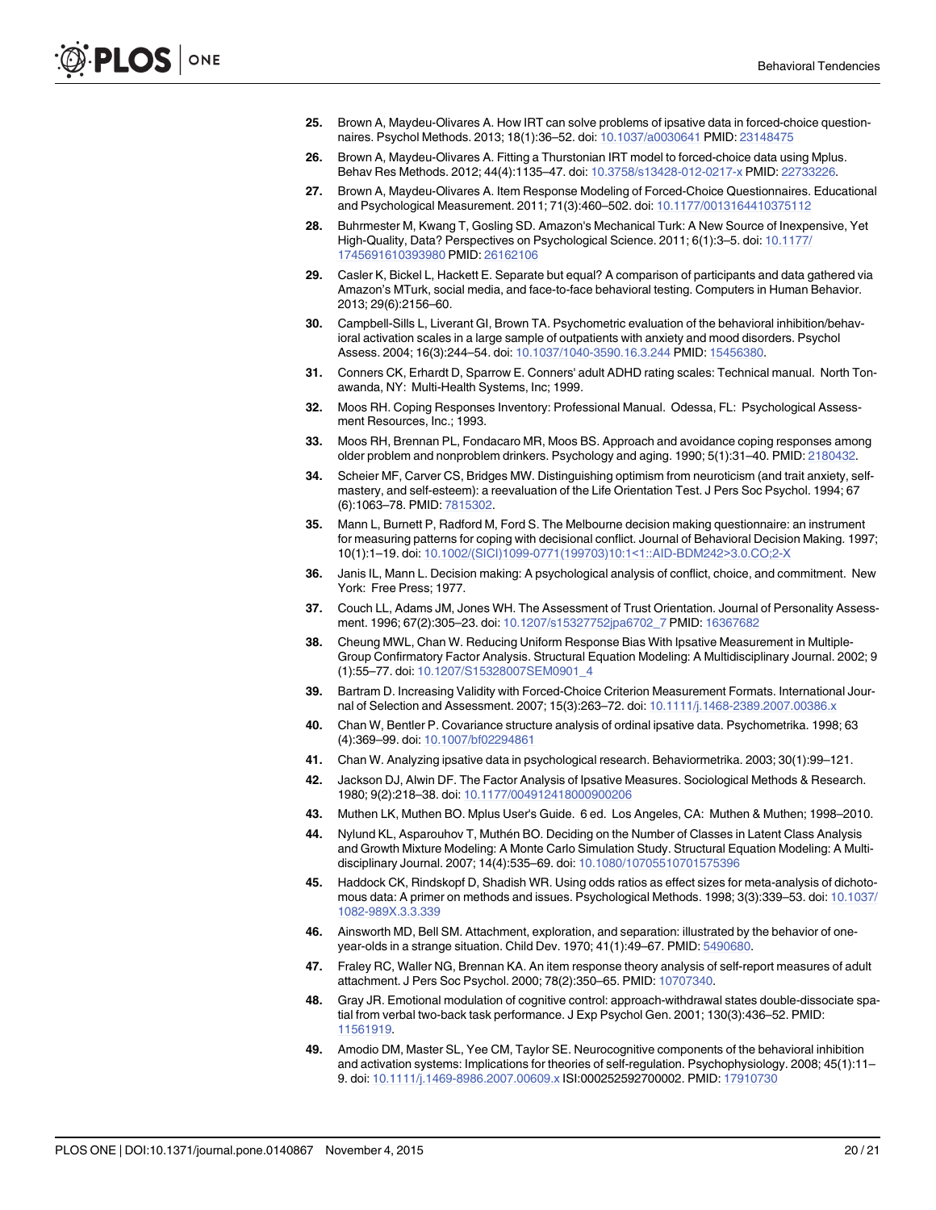25. Brown A, Maydeu-Olivares A. How IRT can solve problems of ipsative data in forced-choice questionnaires. Psychol Methods. 2013; 18(1):36–52. doi: 10.1037/a0030641 PMID: 23148475

26. Brown A, Maydeu-Olivares A. Fitting a Thurstonian IRT model to forced-choice data using Mplus. Behav Res Methods. 2012; 44(4):1135–47. doi: 10.3758/s13428-012-0217-x PMID: 22733226.

27. Brown A, Maydeu-Olivares A. Item Response Modeling of Forced-Choice Questionnaires. Educational and Psychological Measurement. 2011; 71(3):460–502. doi: 10.1177/0013164410375112

28. Buhrmester M, Kwang T, Gosling SD. Amazon's Mechanical Turk: A New Source of Inexpensive, Yet High-Quality, Data? Perspectives on Psychological Science. 2011; 6(1):3–5. doi: 10.1177/1745691610393980 PMID: 26162106

29. Casler K, Bickel L, Hackett E. Separate but equal? A comparison of participants and data gathered via Amazon's MTurk, social media, and face-to-face behavioral testing. Computers in Human Behavior. 2013; 29(6):2156–60.

30. Campbell-Sills L, Liverant GI, Brown TA. Psychometric evaluation of the behavioral inhibition/behavioral activation scales in a large sample of outpatients with anxiety and mood disorders. Psychol Assess. 2004; 16(3):244–54. doi: 10.1037/1040-3590.16.3.244 PMID: 15456380.

31. Conners CK, Erhardt D, Sparrow E. Conners' adult ADHD rating scales: Technical manual. North Tonawanda, NY: Multi-Health Systems, Inc; 1999.

32. Moos RH. Coping Responses Inventory: Professional Manual. Odessa, FL: Psychological Assessment Resources, Inc.; 1993.

33. Moos RH, Brennan PL, Fondacaro MR, Moos BS. Approach and avoidance coping responses among older problem and nonproblem drinkers. Psychology and aging. 1990; 5(1):31–40. PMID: 2180432.

34. Scheier MF, Carver CS, Bridges MW. Distinguishing optimism from neuroticism (and trait anxiety, self-mastery, and self-esteem): a reevaluation of the Life Orientation Test. J Pers Soc Psychol. 1994; 67(6):1063–78. PMID: 7815302.

35. Mann L, Burnett P, Radford M, Ford S. The Melbourne decision making questionnaire: an instrument for measuring patterns for coping with decisional conflict. Journal of Behavioral Decision Making. 1997; 10(1):1–19. doi: 10.1002/(SICI)1099-0771(199703)10:1<1::AID-BDM242>3.0.CO;2-X

36. Janis IL, Mann L. Decision making: A psychological analysis of conflict, choice, and commitment. New York: Free Press; 1977.

37. Couch LL, Adams JM, Jones WH. The Assessment of Trust Orientation. Journal of Personality Assessment. 1996; 67(2):305–23. doi: 10.1207/s15327752jpa6702_7 PMID: 16367682

38. Cheung MWL, Chan W. Reducing Uniform Response Bias With Ipsative Measurement in Multiple-Group Confirmatory Factor Analysis. Structural Equation Modeling: A Multidisciplinary Journal. 2002; 9(1):55–77. doi: 10.1207/S15328007SEM0901_4

39. Bartram D. Increasing Validity with Forced-Choice Criterion Measurement Formats. International Journal of Selection and Assessment. 2007; 15(3):263–72. doi: 10.1111/j.1468-2389.2007.00386.x

40. Chan W, Bentler P. Covariance structure analysis of ordinal ipsative data. Psychometrika. 1998; 63(4):369–99. doi: 10.1007/bf02294861

41. Chan W. Analyzing ipsative data in psychological research. Behaviormetrika. 2003; 30(1):99–121.

42. Jackson DJ, Alwin DF. The Factor Analysis of Ipsative Measures. Sociological Methods & Research. 1980; 9(2):218–38. doi: 10.1177/004912418000900206

43. Muthen LK, Muthen BO. Mplus User's Guide. 6 ed. Los Angeles, CA: Muthen & Muthen; 1998–2010.

44. Nylund KL, Asparouhov T, Muthén BO. Deciding on the Number of Classes in Latent Class Analysis and Growth Mixture Modeling: A Monte Carlo Simulation Study. Structural Equation Modeling: A Multidisciplinary Journal. 2007; 14(4):535–69. doi: 10.1080/10705510701575396

45. Haddock CK, Rindskopf D, Shadish WR. Using odds ratios as effect sizes for meta-analysis of dichotomous data: A primer on methods and issues. Psychological Methods. 1998; 3(3):339–53. doi: 10.1037/1082-989X.3.3.339

46. Ainsworth MD, Bell SM. Attachment, exploration, and separation: illustrated by the behavior of one-year-olds in a strange situation. Child Dev. 1970; 41(1):49–67. PMID: 5490680.

47. Fraley RC, Waller NG, Brennan KA. An item response theory analysis of self-report measures of adult attachment. J Pers Soc Psychol. 2000; 78(2):350–65. PMID: 10707340.

48. Gray JR. Emotional modulation of cognitive control: approach-withdrawal states double-dissociate spatial from verbal two-back task performance. J Exp Psychol Gen. 2001; 130(3):436–52. PMID: 11561919.

49. Amodio DM, Master SL, Yee CM, Taylor SE. Neurocognitive components of the behavioral inhibition and activation systems: Implications for theories of self-regulation. Psychophysiology. 2008; 45(1):11–9. doi: 10.1111/j.1469-8986.2007.00609.x ISI:000252592700002. PMID: 17910730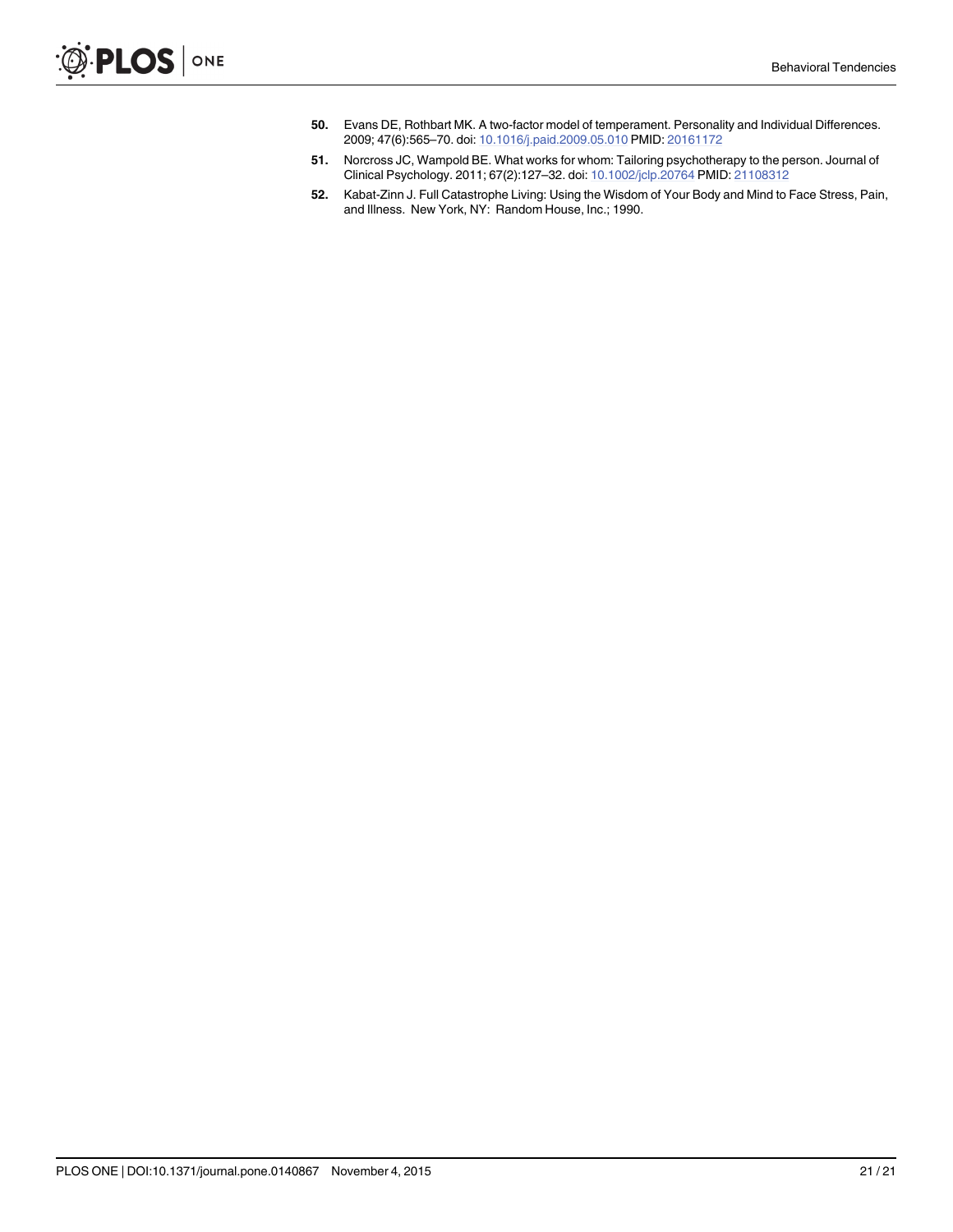50. Evans DE, Rothbart MK. A two-factor model of temperament. Personality and Individual Differences. 2009; 47(6):565–70. doi: 10.1016/j.paid.2009.05.010 PMID: 20161172

51. Norcross JC, Wampold BE. What works for whom: Tailoring psychotherapy to the person. Journal of Clinical Psychology. 2011; 67(2):127–32. doi: 10.1002/jclp.20764 PMID: 21108312

52. Kabat-Zinn J. Full Catastrophe Living: Using the Wisdom of Your Body and Mind to Face Stress, Pain, and Illness. New York, NY: Random House, Inc.; 1990.